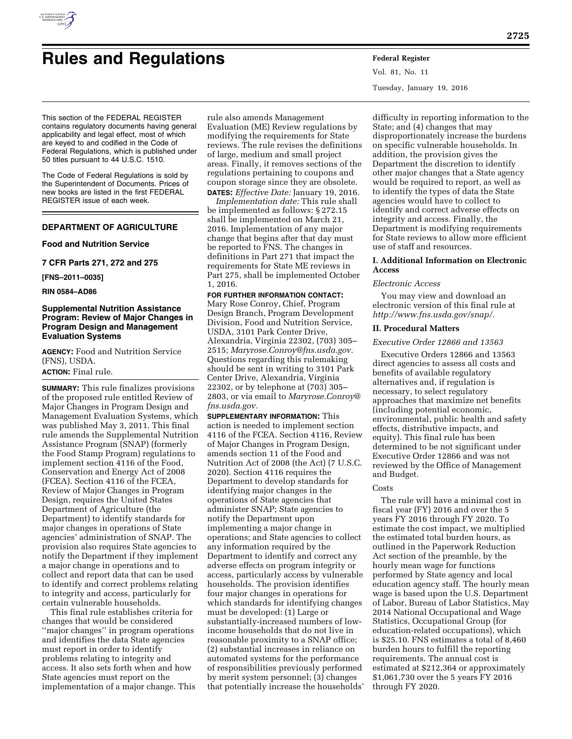# Rules and Regulations

This section of the FEDERAL REGISTER contains regulatory documents having general applicability and legal effect, most of which are keyed to and codified in the Code of Federal Regulations, which is published under 50 titles pursuant to 44 U.S.C. 1510.

The Code of Federal Regulations is sold by the Superintendent of Documents. Prices of new books are listed in the first FEDERAL REGISTER issue of each week.

## DEPARTMENT OF AGRICULTURE

### Food and Nutrition Service

### 7 CFR Parts 271, 272 and 275

**[FNS–2011–0035]**

**RIN 0584–AD86**

### Supplemental Nutrition Assistance Program: Review of Major Changes in Program Design and Management Evaluation Systems

**AGENCY:** Food and Nutrition Service (FNS), USDA.

**ACTION:** Final rule.

**SUMMARY:** This rule finalizes provisions of the proposed rule entitled Review of Major Changes in Program Design and Management Evaluation Systems, which was published May 3, 2011. This final rule amends the Supplemental Nutrition Assistance Program (SNAP) (formerly the Food Stamp Program) regulations to implement section 4116 of the Food, Conservation and Energy Act of 2008 (FCEA). Section 4116 of the FCEA, Review of Major Changes in Program Design, requires the United States Department of Agriculture (the Department) to identify standards for major changes in operations of State agencies' administration of SNAP. The provision also requires State agencies to notify the Department if they implement a major change in operations and to collect and report data that can be used to identify and correct problems relating to integrity and access, particularly for certain vulnerable households.

This final rule establishes criteria for changes that would be considered ''major changes'' in program operations and identifies the data State agencies must report in order to identify problems relating to integrity and access. It also sets forth when and how State agencies must report on the implementation of a major change. This rule also amends Management Evaluation (ME) Review regulations by modifying the requirements for State reviews. The rule revises the definitions of large, medium and small project areas. Finally, it removes sections of the regulations pertaining to coupons and coupon storage since they are obsolete.

**DATES:** *Effective Date:* January 19, 2016.

*Implementation date:* This rule shall be implemented as follows: § 272.15 shall be implemented on March 21, 2016. Implementation of any major change that begins after that day must be reported to FNS. The changes in definitions in Part 271 that impact the requirements for State ME reviews in Part 275, shall be implemented October 1, 2016.

**FOR FURTHER INFORMATION CONTACT:** Mary Rose Conroy, Chief, Program Design Branch, Program Development Division, Food and Nutrition Service, USDA, 3101 Park Center Drive, Alexandria, Virginia 22302, (703) 305–2515; *Maryrose.Conroy@fns.usda.gov*. Questions regarding this rulemaking should be sent in writing to 3101 Park Center Drive, Alexandria, Virginia 22302, or by telephone at (703) 305–2803, or via email to *Maryrose.Conroy@fns.usda.gov*.

**SUPPLEMENTARY INFORMATION:** This action is needed to implement section 4116 of the FCEA. Section 4116, Review of Major Changes in Program Design, amends section 11 of the Food and Nutrition Act of 2008 (the Act) (7 U.S.C. 2020). Section 4116 requires the Department to develop standards for identifying major changes in the operations of State agencies that administer SNAP; State agencies to notify the Department upon implementing a major change in operations; and State agencies to collect any information required by the Department to identify and correct any adverse effects on program integrity or access, particularly access by vulnerable households. The provision identifies four major changes in operations for which standards for identifying changes must be developed: (1) Large or substantially-increased numbers of low-income households that do not live in reasonable proximity to a SNAP office; (2) substantial increases in reliance on automated systems for the performance of responsibilities previously performed by merit system personnel; (3) changes that potentially increase the households' difficulty in reporting information to the State; and (4) changes that may disproportionately increase the burdens on specific vulnerable households. In addition, the provision gives the Department the discretion to identify other major changes that a State agency would be required to report, as well as to identify the types of data the State agencies would have to collect to identify and correct adverse effects on integrity and access. Finally, the Department is modifying requirements for State reviews to allow more efficient use of staff and resources.

## I. Additional Information on Electronic Access

*Electronic Access*

You may view and download an electronic version of this final rule at *http://www.fns.usda.gov/snap/*.

## II. Procedural Matters

*Executive Order 12866 and 13563*

Executive Orders 12866 and 13563 direct agencies to assess all costs and benefits of available regulatory alternatives and, if regulation is necessary, to select regulatory approaches that maximize net benefits (including potential economic, environmental, public health and safety effects, distributive impacts, and equity). This final rule has been determined to be not significant under Executive Order 12866 and was not reviewed by the Office of Management and Budget.

Costs

The rule will have a minimal cost in fiscal year (FY) 2016 and over the 5 years FY 2016 through FY 2020. To estimate the cost impact, we multiplied the estimated total burden hours, as outlined in the Paperwork Reduction Act section of the preamble, by the hourly mean wage for functions performed by State agency and local education agency staff. The hourly mean wage is based upon the U.S. Department of Labor, Bureau of Labor Statistics, May 2014 National Occupational and Wage Statistics, Occupational Group (for education-related occupations), which is $25.10. FNS estimates a total of 8,460 burden hours to fulfill the reporting requirements. The annual cost is estimated at $212,364 or approximately $1,061,730 over the 5 years FY 2016 through FY 2020.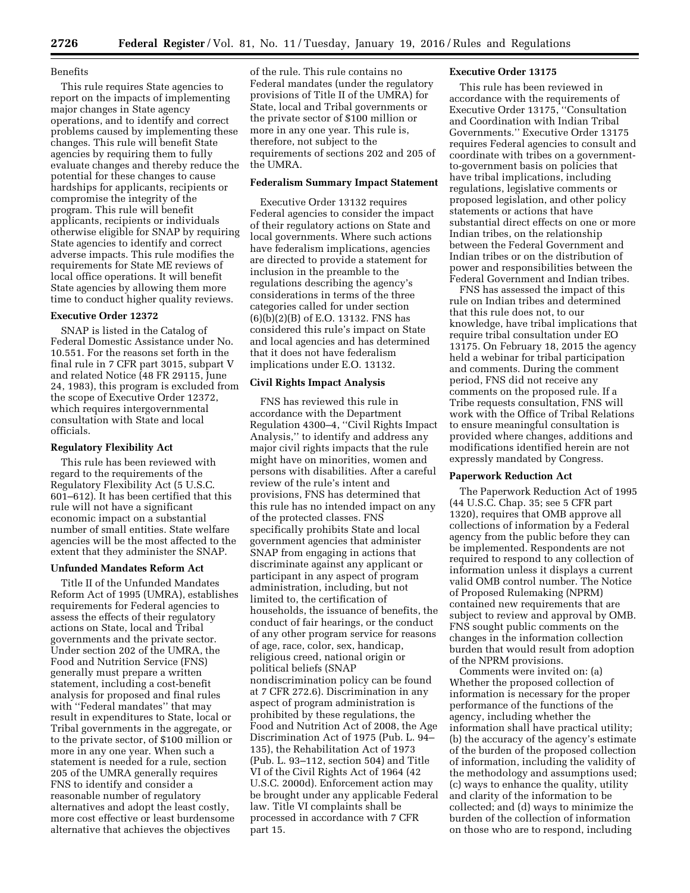Benefits

This rule requires State agencies to report on the impacts of implementing major changes in State agency operations, and to identify and correct problems caused by implementing these changes. This rule will benefit State agencies by requiring them to fully evaluate changes and thereby reduce the potential for these changes to cause hardships for applicants, recipients or compromise the integrity of the program. This rule will benefit applicants, recipients or individuals otherwise eligible for SNAP by requiring State agencies to identify and correct adverse impacts. This rule modifies the requirements for State ME reviews of local office operations. It will benefit State agencies by allowing them more time to conduct higher quality reviews.

**Executive Order 12372**

SNAP is listed in the Catalog of Federal Domestic Assistance under No. 10.551. For the reasons set forth in the final rule in 7 CFR part 3015, subpart V and related Notice (48 FR 29115, June 24, 1983), this program is excluded from the scope of Executive Order 12372, which requires intergovernmental consultation with State and local officials.

**Regulatory Flexibility Act**

This rule has been reviewed with regard to the requirements of the Regulatory Flexibility Act (5 U.S.C. 601–612). It has been certified that this rule will not have a significant economic impact on a substantial number of small entities. State welfare agencies will be the most affected to the extent that they administer the SNAP.

**Unfunded Mandates Reform Act**

Title II of the Unfunded Mandates Reform Act of 1995 (UMRA), establishes requirements for Federal agencies to assess the effects of their regulatory actions on State, local and Tribal governments and the private sector. Under section 202 of the UMRA, the Food and Nutrition Service (FNS) generally must prepare a written statement, including a cost-benefit analysis for proposed and final rules with ''Federal mandates'' that may result in expenditures to State, local or Tribal governments in the aggregate, or to the private sector, of $100 million or more in any one year. When such a statement is needed for a rule, section 205 of the UMRA generally requires FNS to identify and consider a reasonable number of regulatory alternatives and adopt the least costly, more cost effective or least burdensome alternative that achieves the objectives of the rule. This rule contains no Federal mandates (under the regulatory provisions of Title II of the UMRA) for State, local and Tribal governments or the private sector of $100 million or more in any one year. This rule is, therefore, not subject to the requirements of sections 202 and 205 of the UMRA.

**Federalism Summary Impact Statement**

Executive Order 13132 requires Federal agencies to consider the impact of their regulatory actions on State and local governments. Where such actions have federalism implications, agencies are directed to provide a statement for inclusion in the preamble to the regulations describing the agency's considerations in terms of the three categories called for under section (6)(b)(2)(B) of E.O. 13132. FNS has considered this rule's impact on State and local agencies and has determined that it does not have federalism implications under E.O. 13132.

**Civil Rights Impact Analysis**

FNS has reviewed this rule in accordance with the Department Regulation 4300–4, ''Civil Rights Impact Analysis,'' to identify and address any major civil rights impacts that the rule might have on minorities, women and persons with disabilities. After a careful review of the rule's intent and provisions, FNS has determined that this rule has no intended impact on any of the protected classes. FNS specifically prohibits State and local government agencies that administer SNAP from engaging in actions that discriminate against any applicant or participant in any aspect of program administration, including, but not limited to, the certification of households, the issuance of benefits, the conduct of fair hearings, or the conduct of any other program service for reasons of age, race, color, sex, handicap, religious creed, national origin or political beliefs (SNAP nondiscrimination policy can be found at 7 CFR 272.6). Discrimination in any aspect of program administration is prohibited by these regulations, the Food and Nutrition Act of 2008, the Age Discrimination Act of 1975 (Pub. L. 94–135), the Rehabilitation Act of 1973 (Pub. L. 93–112, section 504) and Title VI of the Civil Rights Act of 1964 (42 U.S.C. 2000d). Enforcement action may be brought under any applicable Federal law. Title VI complaints shall be processed in accordance with 7 CFR part 15.

**Executive Order 13175**

This rule has been reviewed in accordance with the requirements of Executive Order 13175, ''Consultation and Coordination with Indian Tribal Governments.'' Executive Order 13175 requires Federal agencies to consult and coordinate with tribes on a government-to-government basis on policies that have tribal implications, including regulations, legislative comments or proposed legislation, and other policy statements or actions that have substantial direct effects on one or more Indian tribes, on the relationship between the Federal Government and Indian tribes or on the distribution of power and responsibilities between the Federal Government and Indian tribes.

FNS has assessed the impact of this rule on Indian tribes and determined that this rule does not, to our knowledge, have tribal implications that require tribal consultation under EO 13175. On February 18, 2015 the agency held a webinar for tribal participation and comments. During the comment period, FNS did not receive any comments on the proposed rule. If a Tribe requests consultation, FNS will work with the Office of Tribal Relations to ensure meaningful consultation is provided where changes, additions and modifications identified herein are not expressly mandated by Congress.

**Paperwork Reduction Act**

The Paperwork Reduction Act of 1995 (44 U.S.C. Chap. 35; see 5 CFR part 1320), requires that OMB approve all collections of information by a Federal agency from the public before they can be implemented. Respondents are not required to respond to any collection of information unless it displays a current valid OMB control number. The Notice of Proposed Rulemaking (NPRM) contained new requirements that are subject to review and approval by OMB. FNS sought public comments on the changes in the information collection burden that would result from adoption of the NPRM provisions.

Comments were invited on: (a) Whether the proposed collection of information is necessary for the proper performance of the functions of the agency, including whether the information shall have practical utility; (b) the accuracy of the agency's estimate of the burden of the proposed collection of information, including the validity of the methodology and assumptions used; (c) ways to enhance the quality, utility and clarity of the information to be collected; and (d) ways to minimize the burden of the collection of information on those who are to respond, including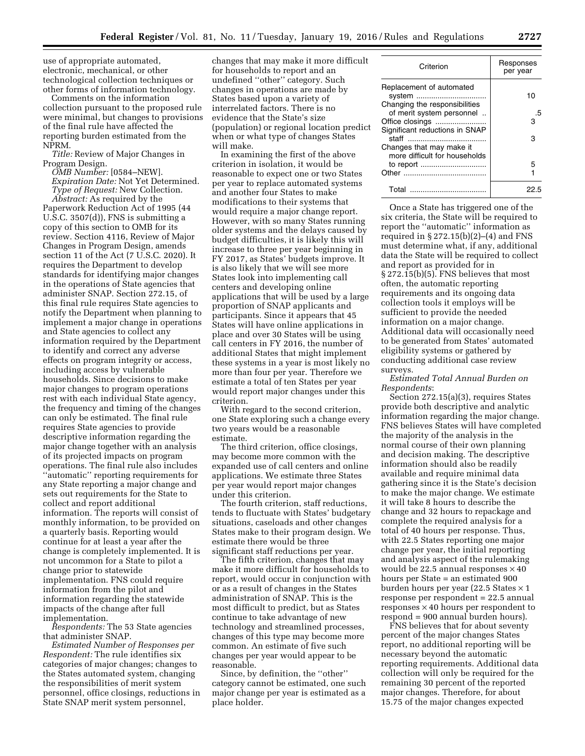use of appropriate automated, electronic, mechanical, or other technological collection techniques or other forms of information technology.

Comments on the information collection pursuant to the proposed rule were minimal, but changes to provisions of the final rule have affected the reporting burden estimated from the NPRM.

*Title:* Review of Major Changes in Program Design.

*OMB Number:* [0584–NEW].

*Expiration Date:* Not Yet Determined.

*Type of Request:* New Collection.

*Abstract:* As required by the Paperwork Reduction Act of 1995 (44 U.S.C. 3507(d)), FNS is submitting a copy of this section to OMB for its review. Section 4116, Review of Major Changes in Program Design, amends section 11 of the Act (7 U.S.C. 2020). It requires the Department to develop standards for identifying major changes in the operations of State agencies that administer SNAP. Section 272.15, of this final rule requires State agencies to notify the Department when planning to implement a major change in operations and State agencies to collect any information required by the Department to identify and correct any adverse effects on program integrity or access, including access by vulnerable households. Since decisions to make major changes to program operations rest with each individual State agency, the frequency and timing of the changes can only be estimated. The final rule requires State agencies to provide descriptive information regarding the major change together with an analysis of its projected impacts on program operations. The final rule also includes "automatic" reporting requirements for any State reporting a major change and sets out requirements for the State to collect and report additional information. The reports will consist of monthly information, to be provided on a quarterly basis. Reporting would continue for at least a year after the change is completely implemented. It is not uncommon for a State to pilot a change prior to statewide implementation. FNS could require information from the pilot and information regarding the statewide impacts of the change after full implementation.

*Respondents:* The 53 State agencies that administer SNAP.

*Estimated Number of Responses per Respondent:* The rule identifies six categories of major changes; changes to the States automated system, changing the responsibilities of merit system personnel, office closings, reductions in State SNAP merit system personnel, changes that may make it more difficult for households to report and an undefined "other" category. Such changes in operations are made by States based upon a variety of interrelated factors. There is no evidence that the State's size (population) or regional location predict when or what type of changes States will make.

In examining the first of the above criterion in isolation, it would be reasonable to expect one or two States per year to replace automated systems and another four States to make modifications to their systems that would require a major change report. However, with so many States running older systems and the delays caused by budget difficulties, it is likely this will increase to three per year beginning in FY 2017, as States' budgets improve. It is also likely that we will see more States look into implementing call centers and developing online applications that will be used by a large proportion of SNAP applicants and participants. Since it appears that 45 States will have online applications in place and over 30 States will be using call centers in FY 2016, the number of additional States that might implement these systems in a year is most likely no more than four per year. Therefore we estimate a total of ten States per year would report major changes under this criterion.

With regard to the second criterion, one State exploring such a change every two years would be a reasonable estimate.

The third criterion, office closings, may become more common with the expanded use of call centers and online applications. We estimate three States per year would report major changes under this criterion.

The fourth criterion, staff reductions, tends to fluctuate with States' budgetary situations, caseloads and other changes States make to their program design. We estimate there would be three significant staff reductions per year.

The fifth criterion, changes that may make it more difficult for households to report, would occur in conjunction with or as a result of changes in the States administration of SNAP. This is the most difficult to predict, but as States continue to take advantage of new technology and streamlined processes, changes of this type may become more common. An estimate of five such changes per year would appear to be reasonable.

Since, by definition, the "other" category cannot be estimated, one such major change per year is estimated as a place holder.

| Criterion | Responses per year |
|---|---|
| Replacement of automated system | 10 |
| Changing the responsibilities of merit system personnel | .5 |
| Office closings | 3 |
| Significant reductions in SNAP staff | 3 |
| Changes that may make it more difficult for households to report | 5 |
| Other | 1 |
| Total | 22.5 |

Once a State has triggered one of the six criteria, the State will be required to report the "automatic" information as required in § 272.15(b)(2)–(4) and FNS must determine what, if any, additional data the State will be required to collect and report as provided for in § 272.15(b)(5). FNS believes that most often, the automatic reporting requirements and its ongoing data collection tools it employs will be sufficient to provide the needed information on a major change. Additional data will occasionally need to be generated from States' automated eligibility systems or gathered by conducting additional case review surveys.

*Estimated Total Annual Burden on Respondents*:

Section 272.15(a)(3), requires States provide both descriptive and analytic information regarding the major change. FNS believes States will have completed the majority of the analysis in the normal course of their own planning and decision making. The descriptive information should also be readily available and require minimal data gathering since it is the State's decision to make the major change. We estimate it will take 8 hours to describe the change and 32 hours to repackage and complete the required analysis for a total of 40 hours per response. Thus, with 22.5 States reporting one major change per year, the initial reporting and analysis aspect of the rulemaking would be 22.5 annual responses × 40 hours per State = an estimated 900 burden hours per year (22.5 States × 1 response per respondent = 22.5 annual responses × 40 hours per respondent to respond = 900 annual burden hours).

FNS believes that for about seventy percent of the major changes States report, no additional reporting will be necessary beyond the automatic reporting requirements. Additional data collection will only be required for the remaining 30 percent of the reported major changes. Therefore, for about 15.75 of the major changes expected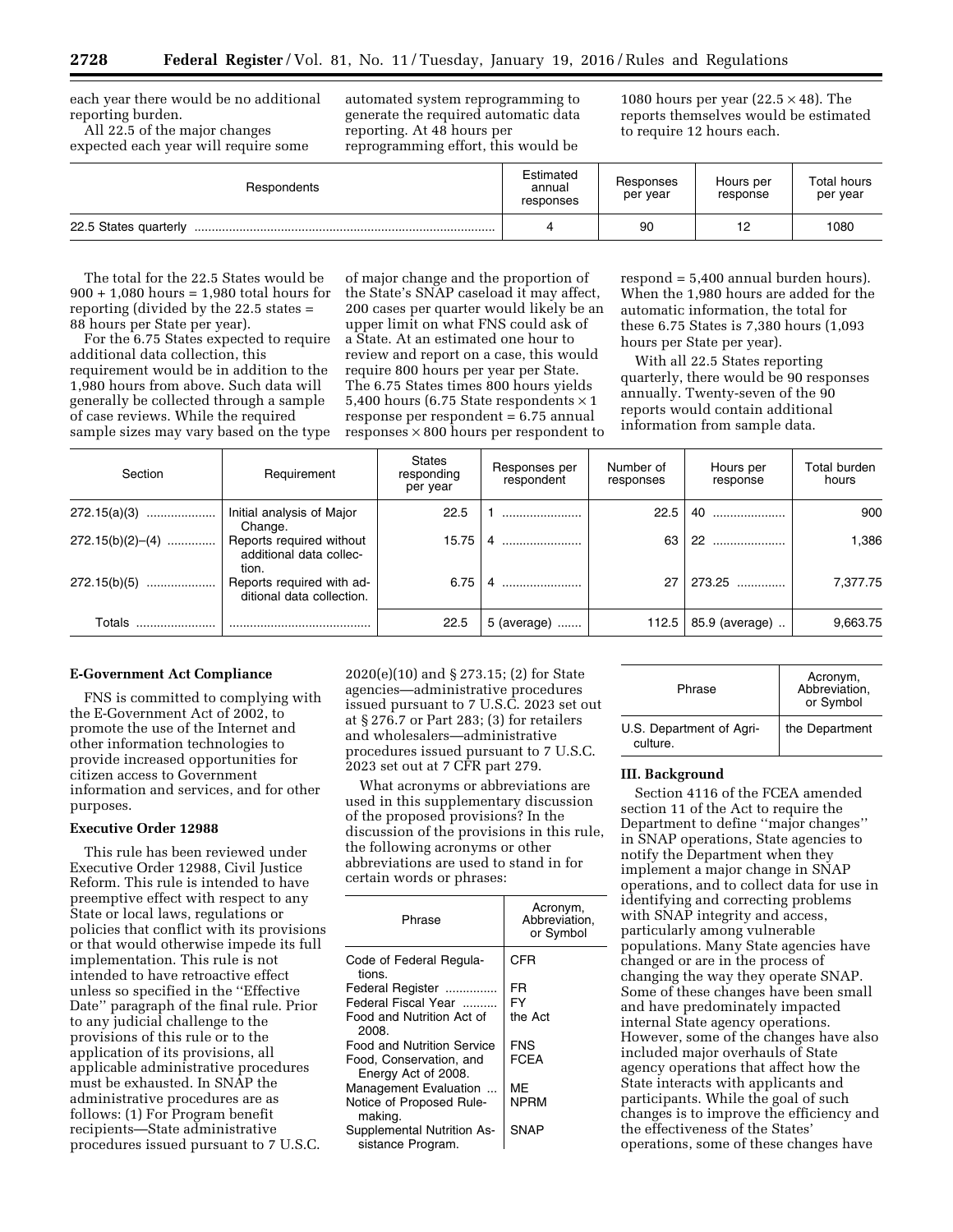each year there would be no additional reporting burden.

All 22.5 of the major changes expected each year will require some automated system reprogramming to generate the required automatic data reporting. At 48 hours per reprogramming effort, this would be 1080 hours per year (22.5 × 48). The reports themselves would be estimated to require 12 hours each.

| Respondents | Estimated annual responses | Responses per year | Hours per response | Total hours per year |
|---|---|---|---|---|
| 22.5 States quarterly | 4 | 90 | 12 | 1080 |

The total for the 22.5 States would be 900 + 1,080 hours = 1,980 total hours for reporting (divided by the 22.5 states = 88 hours per State per year).

For the 6.75 States expected to require additional data collection, this requirement would be in addition to the 1,980 hours from above. Such data will generally be collected through a sample of case reviews. While the required sample sizes may vary based on the type of major change and the proportion of the State's SNAP caseload it may affect, 200 cases per quarter would likely be an upper limit on what FNS could ask of a State. At an estimated one hour to review and report on a case, this would require 800 hours per year per State. The 6.75 States times 800 hours yields 5,400 hours (6.75 State respondents × 1 response per respondent = 6.75 annual responses × 800 hours per respondent to respond = 5,400 annual burden hours). When the 1,980 hours are added for the automatic information, the total for these 6.75 States is 7,380 hours (1,093 hours per State per year).

With all 22.5 States reporting quarterly, there would be 90 responses annually. Twenty-seven of the 90 reports would contain additional information from sample data.

| Section | Requirement | States responding per year | Responses per respondent | Number of responses | Hours per response | Total burden hours |
|---|---|---|---|---|---|---|
| 272.15(a)(3) | Initial analysis of Major Change. | 22.5 | 1 | 22.5 | 40 | 900 |
| 272.15(b)(2)–(4) | Reports required without additional data collection. | 15.75 | 4 | 63 | 22 | 1,386 |
| 272.15(b)(5) | Reports required with additional data collection. | 6.75 | 4 | 27 | 273.25 | 7,377.75 |
| Totals | | 22.5 | 5 (average) | 112.5 | 85.9 (average) | 9,663.75 |

**E-Government Act Compliance**

FNS is committed to complying with the E-Government Act of 2002, to promote the use of the Internet and other information technologies to provide increased opportunities for citizen access to Government information and services, and for other purposes.

**Executive Order 12988**

This rule has been reviewed under Executive Order 12988, Civil Justice Reform. This rule is intended to have preemptive effect with respect to any State or local laws, regulations or policies that conflict with its provisions or that would otherwise impede its full implementation. This rule is not intended to have retroactive effect unless so specified in the ''Effective Date'' paragraph of the final rule. Prior to any judicial challenge to the provisions of this rule or to the application of its provisions, all applicable administrative procedures must be exhausted. In SNAP the administrative procedures are as follows: (1) For Program benefit recipients—State administrative procedures issued pursuant to 7 U.S.C. 2020(e)(10) and § 273.15; (2) for State agencies—administrative procedures issued pursuant to 7 U.S.C. 2023 set out at § 276.7 or Part 283; (3) for retailers and wholesalers—administrative procedures issued pursuant to 7 U.S.C. 2023 set out at 7 CFR part 279.

What acronyms or abbreviations are used in this supplementary discussion of the proposed provisions? In the discussion of the provisions in this rule, the following acronyms or other abbreviations are used to stand in for certain words or phrases:

| Phrase | Acronym, Abbreviation, or Symbol |
|---|---|
| Code of Federal Regulations. | CFR |
| Federal Register | FR |
| Federal Fiscal Year | FY |
| Food and Nutrition Act of 2008. | the Act |
| Food and Nutrition Service | FNS |
| Food, Conservation, and Energy Act of 2008. | FCEA |
| Management Evaluation | ME |
| Notice of Proposed Rulemaking. | NPRM |
| Supplemental Nutrition Assistance Program. | SNAP |
| U.S. Department of Agriculture. | the Department |

## III. Background

Section 4116 of the FCEA amended section 11 of the Act to require the Department to define ''major changes'' in SNAP operations, State agencies to notify the Department when they implement a major change in SNAP operations, and to collect data for use in identifying and correcting problems with SNAP integrity and access, particularly among vulnerable populations. Many State agencies have changed or are in the process of changing the way they operate SNAP. Some of these changes have been small and have predominately impacted internal State agency operations. However, some of the changes have also included major overhauls of State agency operations that affect how the State interacts with applicants and participants. While the goal of such changes is to improve the efficiency and the effectiveness of the States' operations, some of these changes have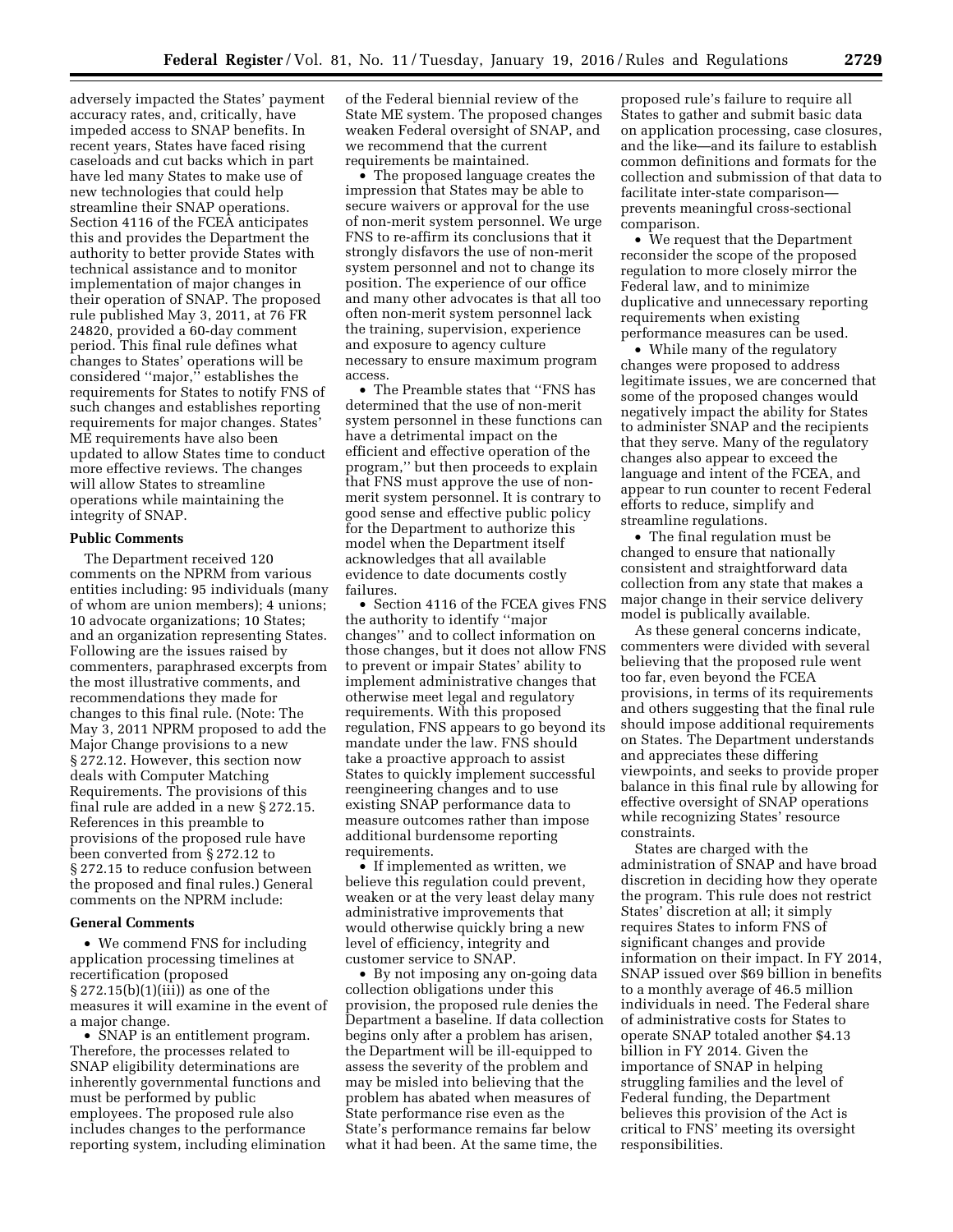adversely impacted the States' payment accuracy rates, and, critically, have impeded access to SNAP benefits. In recent years, States have faced rising caseloads and cut backs which in part have led many States to make use of new technologies that could help streamline their SNAP operations. Section 4116 of the FCEA anticipates this and provides the Department the authority to better provide States with technical assistance and to monitor implementation of major changes in their operation of SNAP. The proposed rule published May 3, 2011, at 76 FR 24820, provided a 60-day comment period. This final rule defines what changes to States' operations will be considered ''major,'' establishes the requirements for States to notify FNS of such changes and establishes reporting requirements for major changes. States' ME requirements have also been updated to allow States time to conduct more effective reviews. The changes will allow States to streamline operations while maintaining the integrity of SNAP.

## Public Comments

The Department received 120 comments on the NPRM from various entities including: 95 individuals (many of whom are union members); 4 unions; 10 advocate organizations; 10 States; and an organization representing States. Following are the issues raised by commenters, paraphrased excerpts from the most illustrative comments, and recommendations they made for changes to this final rule. (Note: The May 3, 2011 NPRM proposed to add the Major Change provisions to a new § 272.12. However, this section now deals with Computer Matching Requirements. The provisions of this final rule are added in a new § 272.15. References in this preamble to provisions of the proposed rule have been converted from § 272.12 to § 272.15 to reduce confusion between the proposed and final rules.) General comments on the NPRM include:

## General Comments

- We commend FNS for including application processing timelines at recertification (proposed § 272.15(b)(1)(iii)) as one of the measures it will examine in the event of a major change.
- SNAP is an entitlement program. Therefore, the processes related to SNAP eligibility determinations are inherently governmental functions and must be performed by public employees. The proposed rule also includes changes to the performance reporting system, including elimination of the Federal biennial review of the State ME system. The proposed changes weaken Federal oversight of SNAP, and we recommend that the current requirements be maintained.
- The proposed language creates the impression that States may be able to secure waivers or approval for the use of non-merit system personnel. We urge FNS to re-affirm its conclusions that it strongly disfavors the use of non-merit system personnel and not to change its position. The experience of our office and many other advocates is that all too often non-merit system personnel lack the training, supervision, experience and exposure to agency culture necessary to ensure maximum program access.
- The Preamble states that ''FNS has determined that the use of non-merit system personnel in these functions can have a detrimental impact on the efficient and effective operation of the program,'' but then proceeds to explain that FNS must approve the use of non-merit system personnel. It is contrary to good sense and effective public policy for the Department to authorize this model when the Department itself acknowledges that all available evidence to date documents costly failures.
- Section 4116 of the FCEA gives FNS the authority to identify ''major changes'' and to collect information on those changes, but it does not allow FNS to prevent or impair States' ability to implement administrative changes that otherwise meet legal and regulatory requirements. With this proposed regulation, FNS appears to go beyond its mandate under the law. FNS should take a proactive approach to assist States to quickly implement successful reengineering changes and to use existing SNAP performance data to measure outcomes rather than impose additional burdensome reporting requirements.
- If implemented as written, we believe this regulation could prevent, weaken or at the very least delay many administrative improvements that would otherwise quickly bring a new level of efficiency, integrity and customer service to SNAP.
- By not imposing any on-going data collection obligations under this provision, the proposed rule denies the Department a baseline. If data collection begins only after a problem has arisen, the Department will be ill-equipped to assess the severity of the problem and may be misled into believing that the problem has abated when measures of State performance rise even as the State's performance remains far below what it had been. At the same time, the proposed rule's failure to require all States to gather and submit basic data on application processing, case closures, and the like—and its failure to establish common definitions and formats for the collection and submission of that data to facilitate inter-state comparison—prevents meaningful cross-sectional comparison.
- We request that the Department reconsider the scope of the proposed regulation to more closely mirror the Federal law, and to minimize duplicative and unnecessary reporting requirements when existing performance measures can be used.
- While many of the regulatory changes were proposed to address legitimate issues, we are concerned that some of the proposed changes would negatively impact the ability for States to administer SNAP and the recipients that they serve. Many of the regulatory changes also appear to exceed the language and intent of the FCEA, and appear to run counter to recent Federal efforts to reduce, simplify and streamline regulations.
- The final regulation must be changed to ensure that nationally consistent and straightforward data collection from any state that makes a major change in their service delivery model is publically available.

As these general concerns indicate, commenters were divided with several believing that the proposed rule went too far, even beyond the FCEA provisions, in terms of its requirements and others suggesting that the final rule should impose additional requirements on States. The Department understands and appreciates these differing viewpoints, and seeks to provide proper balance in this final rule by allowing for effective oversight of SNAP operations while recognizing States' resource constraints.

States are charged with the administration of SNAP and have broad discretion in deciding how they operate the program. This rule does not restrict States' discretion at all; it simply requires States to inform FNS of significant changes and provide information on their impact. In FY 2014, SNAP issued over $69 billion in benefits to a monthly average of 46.5 million individuals in need. The Federal share of administrative costs for States to operate SNAP totaled another $4.13 billion in FY 2014. Given the importance of SNAP in helping struggling families and the level of Federal funding, the Department believes this provision of the Act is critical to FNS' meeting its oversight responsibilities.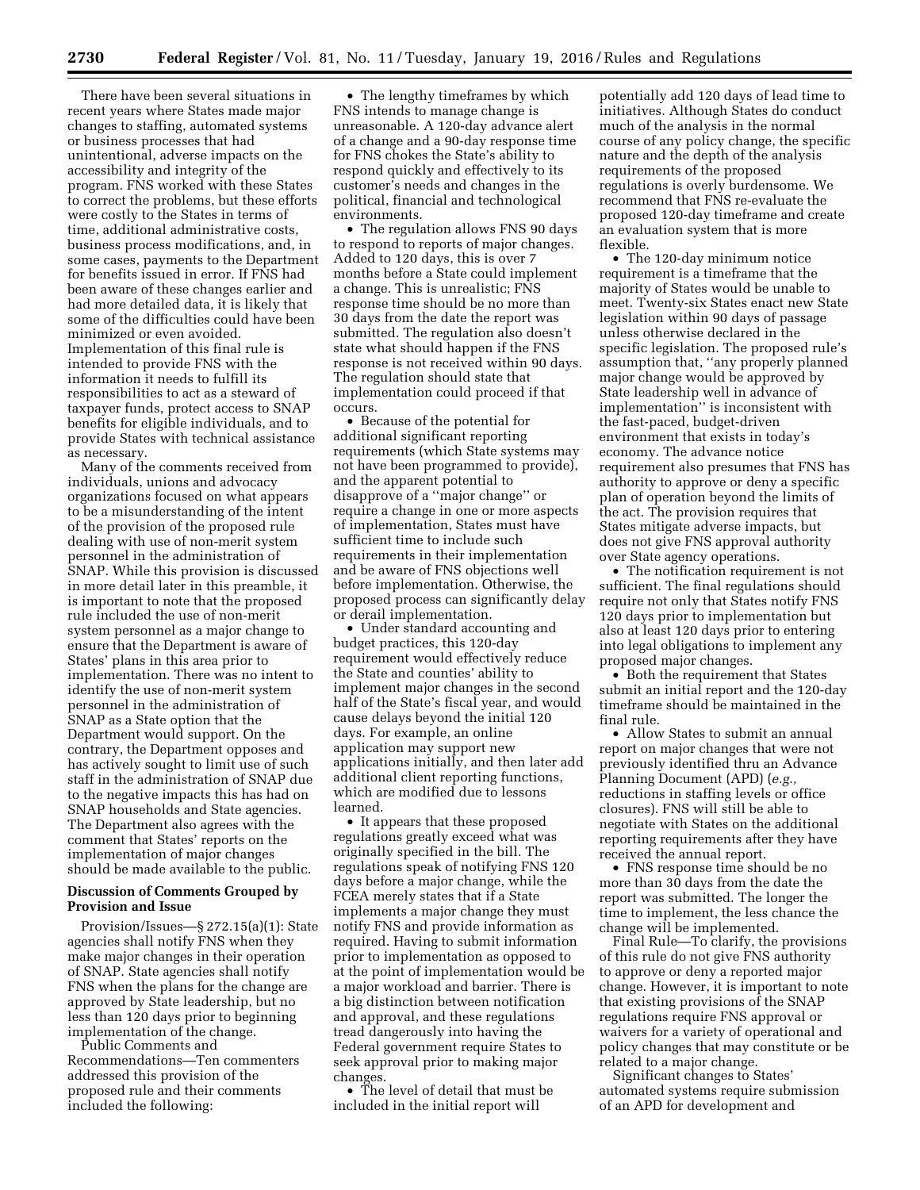There have been several situations in recent years where States made major changes to staffing, automated systems or business processes that had unintentional, adverse impacts on the accessibility and integrity of the program. FNS worked with these States to correct the problems, but these efforts were costly to the States in terms of time, additional administrative costs, business process modifications, and, in some cases, payments to the Department for benefits issued in error. If FNS had been aware of these changes earlier and had more detailed data, it is likely that some of the difficulties could have been minimized or even avoided. Implementation of this final rule is intended to provide FNS with the information it needs to fulfill its responsibilities to act as a steward of taxpayer funds, protect access to SNAP benefits for eligible individuals, and to provide States with technical assistance as necessary.

Many of the comments received from individuals, unions and advocacy organizations focused on what appears to be a misunderstanding of the intent of the provision of the proposed rule dealing with use of non-merit system personnel in the administration of SNAP. While this provision is discussed in more detail later in this preamble, it is important to note that the proposed rule included the use of non-merit system personnel as a major change to ensure that the Department is aware of States' plans in this area prior to implementation. There was no intent to identify the use of non-merit system personnel in the administration of SNAP as a State option that the Department would support. On the contrary, the Department opposes and has actively sought to limit use of such staff in the administration of SNAP due to the negative impacts this has had on SNAP households and State agencies. The Department also agrees with the comment that States' reports on the implementation of major changes should be made available to the public.

**Discussion of Comments Grouped by Provision and Issue**

Provision/Issues—§ 272.15(a)(1): State agencies shall notify FNS when they make major changes in their operation of SNAP. State agencies shall notify FNS when the plans for the change are approved by State leadership, but no less than 120 days prior to beginning implementation of the change.

Public Comments and Recommendations—Ten commenters addressed this provision of the proposed rule and their comments included the following:

- The lengthy timeframes by which FNS intends to manage change is unreasonable. A 120-day advance alert of a change and a 90-day response time for FNS chokes the State's ability to respond quickly and effectively to its customer's needs and changes in the political, financial and technological environments.
- The regulation allows FNS 90 days to respond to reports of major changes. Added to 120 days, this is over 7 months before a State could implement a change. This is unrealistic; FNS response time should be no more than 30 days from the date the report was submitted. The regulation also doesn't state what should happen if the FNS response is not received within 90 days. The regulation should state that implementation could proceed if that occurs.
- Because of the potential for additional significant reporting requirements (which State systems may not have been programmed to provide), and the apparent potential to disapprove of a ''major change'' or require a change in one or more aspects of implementation, States must have sufficient time to include such requirements in their implementation and be aware of FNS objections well before implementation. Otherwise, the proposed process can significantly delay or derail implementation.
- Under standard accounting and budget practices, this 120-day requirement would effectively reduce the State and counties' ability to implement major changes in the second half of the State's fiscal year, and would cause delays beyond the initial 120 days. For example, an online application may support new applications initially, and then later add additional client reporting functions, which are modified due to lessons learned.
- It appears that these proposed regulations greatly exceed what was originally specified in the bill. The regulations speak of notifying FNS 120 days before a major change, while the FCEA merely states that if a State implements a major change they must notify FNS and provide information as required. Having to submit information prior to implementation as opposed to at the point of implementation would be a major workload and barrier. There is a big distinction between notification and approval, and these regulations tread dangerously into having the Federal government require States to seek approval prior to making major changes.
- The level of detail that must be included in the initial report will potentially add 120 days of lead time to initiatives. Although States do conduct much of the analysis in the normal course of any policy change, the specific nature and the depth of the analysis requirements of the proposed regulations is overly burdensome. We recommend that FNS re-evaluate the proposed 120-day timeframe and create an evaluation system that is more flexible.
- The 120-day minimum notice requirement is a timeframe that the majority of States would be unable to meet. Twenty-six States enact new State legislation within 90 days of passage unless otherwise declared in the specific legislation. The proposed rule's assumption that, ''any properly planned major change would be approved by State leadership well in advance of implementation'' is inconsistent with the fast-paced, budget-driven environment that exists in today's economy. The advance notice requirement also presumes that FNS has authority to approve or deny a specific plan of operation beyond the limits of the act. The provision requires that States mitigate adverse impacts, but does not give FNS approval authority over State agency operations.
- The notification requirement is not sufficient. The final regulations should require not only that States notify FNS 120 days prior to implementation but also at least 120 days prior to entering into legal obligations to implement any proposed major changes.
- Both the requirement that States submit an initial report and the 120-day timeframe should be maintained in the final rule.
- Allow States to submit an annual report on major changes that were not previously identified thru an Advance Planning Document (APD) (*e.g.,* reductions in staffing levels or office closures). FNS will still be able to negotiate with States on the additional reporting requirements after they have received the annual report.
- FNS response time should be no more than 30 days from the date the report was submitted. The longer the time to implement, the less chance the change will be implemented.

Final Rule—To clarify, the provisions of this rule do not give FNS authority to approve or deny a reported major change. However, it is important to note that existing provisions of the SNAP regulations require FNS approval or waivers for a variety of operational and policy changes that may constitute or be related to a major change.

Significant changes to States' automated systems require submission of an APD for development and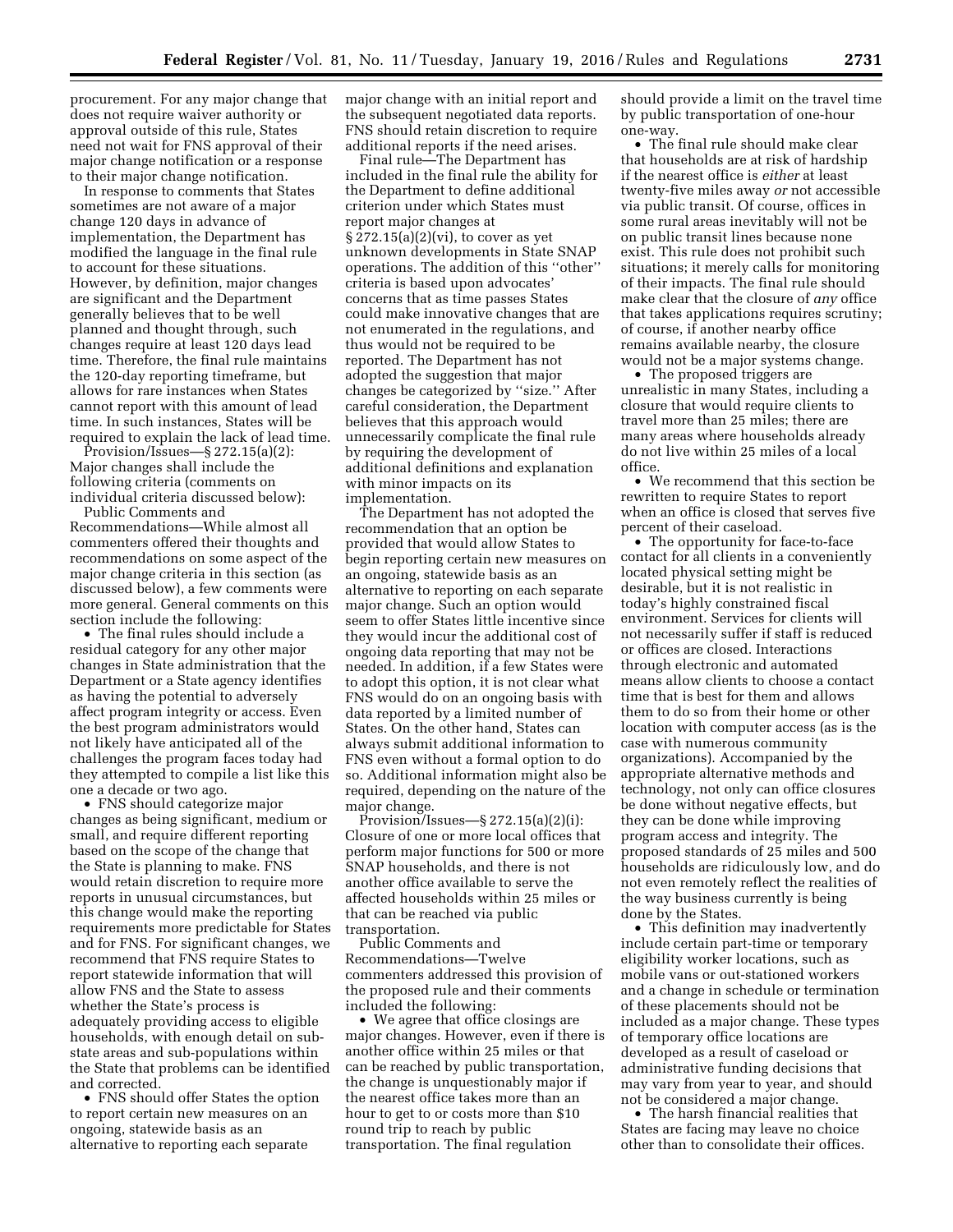procurement. For any major change that does not require waiver authority or approval outside of this rule, States need not wait for FNS approval of their major change notification or a response to their major change notification.

In response to comments that States sometimes are not aware of a major change 120 days in advance of implementation, the Department has modified the language in the final rule to account for these situations. However, by definition, major changes are significant and the Department generally believes that to be well planned and thought through, such changes require at least 120 days lead time. Therefore, the final rule maintains the 120-day reporting timeframe, but allows for rare instances when States cannot report with this amount of lead time. In such instances, States will be required to explain the lack of lead time.

Provision/Issues—§ 272.15(a)(2): Major changes shall include the following criteria (comments on individual criteria discussed below):

Public Comments and Recommendations—While almost all commenters offered their thoughts and recommendations on some aspect of the major change criteria in this section (as discussed below), a few comments were more general. General comments on this section include the following:

- The final rules should include a residual category for any other major changes in State administration that the Department or a State agency identifies as having the potential to adversely affect program integrity or access. Even the best program administrators would not likely have anticipated all of the challenges the program faces today had they attempted to compile a list like this one a decade or two ago.
- FNS should categorize major changes as being significant, medium or small, and require different reporting based on the scope of the change that the State is planning to make. FNS would retain discretion to require more reports in unusual circumstances, but this change would make the reporting requirements more predictable for States and for FNS. For significant changes, we recommend that FNS require States to report statewide information that will allow FNS and the State to assess whether the State's process is adequately providing access to eligible households, with enough detail on sub-state areas and sub-populations within the State that problems can be identified and corrected.
- FNS should offer States the option to report certain new measures on an ongoing, statewide basis as an alternative to reporting each separate major change with an initial report and the subsequent negotiated data reports. FNS should retain discretion to require additional reports if the need arises.

Final rule—The Department has included in the final rule the ability for the Department to define additional criterion under which States must report major changes at § 272.15(a)(2)(vi), to cover as yet unknown developments in State SNAP operations. The addition of this "other" criteria is based upon advocates' concerns that as time passes States could make innovative changes that are not enumerated in the regulations, and thus would not be required to be reported. The Department has not adopted the suggestion that major changes be categorized by "size." After careful consideration, the Department believes that this approach would unnecessarily complicate the final rule by requiring the development of additional definitions and explanation with minor impacts on its implementation.

The Department has not adopted the recommendation that an option be provided that would allow States to begin reporting certain new measures on an ongoing, statewide basis as an alternative to reporting on each separate major change. Such an option would seem to offer States little incentive since they would incur the additional cost of ongoing data reporting that may not be needed. In addition, if a few States were to adopt this option, it is not clear what FNS would do on an ongoing basis with data reported by a limited number of States. On the other hand, States can always submit additional information to FNS even without a formal option to do so. Additional information might also be required, depending on the nature of the major change.

Provision/Issues—§ 272.15(a)(2)(i): Closure of one or more local offices that perform major functions for 500 or more SNAP households, and there is not another office available to serve the affected households within 25 miles or that can be reached via public transportation.

Public Comments and Recommendations—Twelve commenters addressed this provision of the proposed rule and their comments included the following:

- We agree that office closings are major changes. However, even if there is another office within 25 miles or that can be reached by public transportation, the change is unquestionably major if the nearest office takes more than an hour to get to or costs more than $10 round trip to reach by public transportation. The final regulation should provide a limit on the travel time by public transportation of one-hour one-way.
- The final rule should make clear that households are at risk of hardship if the nearest office is *either* at least twenty-five miles away *or* not accessible via public transit. Of course, offices in some rural areas inevitably will not be on public transit lines because none exist. This rule does not prohibit such situations; it merely calls for monitoring of their impacts. The final rule should make clear that the closure of *any* office that takes applications requires scrutiny; of course, if another nearby office remains available nearby, the closure would not be a major systems change.
- The proposed triggers are unrealistic in many States, including a closure that would require clients to travel more than 25 miles; there are many areas where households already do not live within 25 miles of a local office.
- We recommend that this section be rewritten to require States to report when an office is closed that serves five percent of their caseload.
- The opportunity for face-to-face contact for all clients in a conveniently located physical setting might be desirable, but it is not realistic in today's highly constrained fiscal environment. Services for clients will not necessarily suffer if staff is reduced or offices are closed. Interactions through electronic and automated means allow clients to choose a contact time that is best for them and allows them to do so from their home or other location with computer access (as is the case with numerous community organizations). Accompanied by the appropriate alternative methods and technology, not only can office closures be done without negative effects, but they can be done while improving program access and integrity. The proposed standards of 25 miles and 500 households are ridiculously low, and do not even remotely reflect the realities of the way business currently is being done by the States.
- This definition may inadvertently include certain part-time or temporary eligibility worker locations, such as mobile vans or out-stationed workers and a change in schedule or termination of these placements should not be included as a major change. These types of temporary office locations are developed as a result of caseload or administrative funding decisions that may vary from year to year, and should not be considered a major change.
- The harsh financial realities that States are facing may leave no choice other than to consolidate their offices.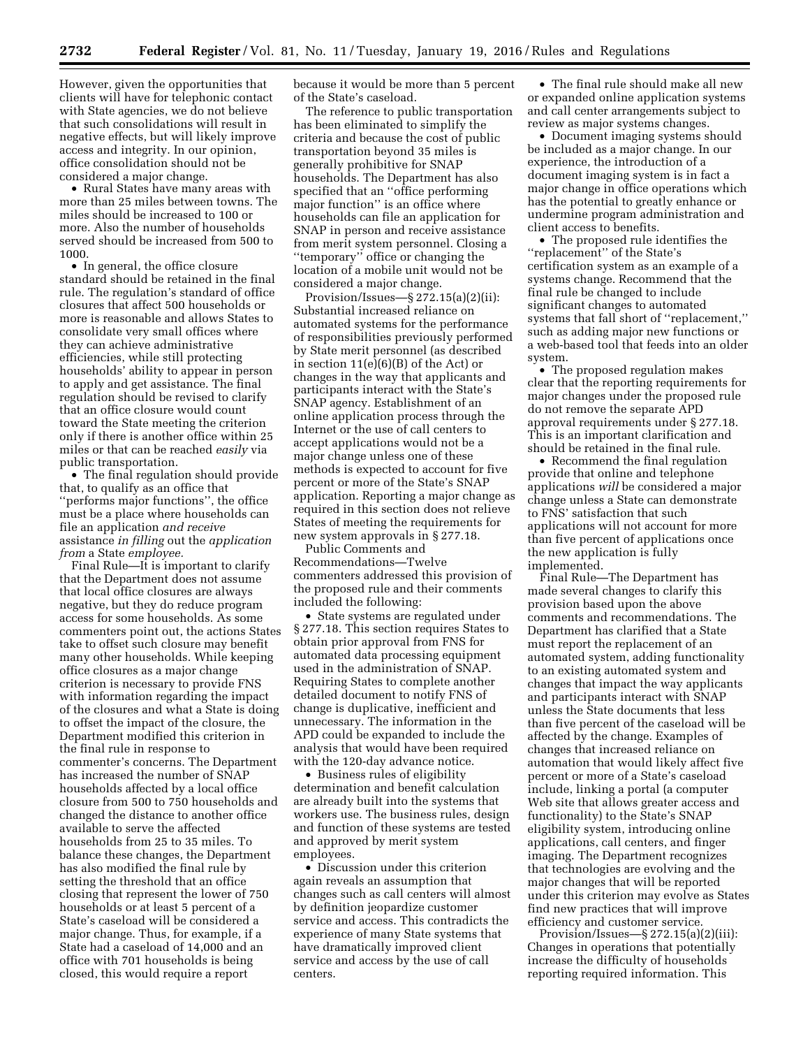However, given the opportunities that clients will have for telephonic contact with State agencies, we do not believe that such consolidations will result in negative effects, but will likely improve access and integrity. In our opinion, office consolidation should not be considered a major change.

- Rural States have many areas with more than 25 miles between towns. The miles should be increased to 100 or more. Also the number of households served should be increased from 500 to 1000.
- In general, the office closure standard should be retained in the final rule. The regulation's standard of office closures that affect 500 households or more is reasonable and allows States to consolidate very small offices where they can achieve administrative efficiencies, while still protecting households' ability to appear in person to apply and get assistance. The final regulation should be revised to clarify that an office closure would count toward the State meeting the criterion only if there is another office within 25 miles or that can be reached *easily* via public transportation.
- The final regulation should provide that, to qualify as an office that ''performs major functions'', the office must be a place where households can file an application *and receive* assistance *in filling* out the *application from* a State *employee.*

Final Rule—It is important to clarify that the Department does not assume that local office closures are always negative, but they do reduce program access for some households. As some commenters point out, the actions States take to offset such closure may benefit many other households. While keeping office closures as a major change criterion is necessary to provide FNS with information regarding the impact of the closures and what a State is doing to offset the impact of the closure, the Department modified this criterion in the final rule in response to commenter's concerns. The Department has increased the number of SNAP households affected by a local office closure from 500 to 750 households and changed the distance to another office available to serve the affected households from 25 to 35 miles. To balance these changes, the Department has also modified the final rule by setting the threshold that an office closing that represent the lower of 750 households or at least 5 percent of a State's caseload will be considered a major change. Thus, for example, if a State had a caseload of 14,000 and an office with 701 households is being closed, this would require a report because it would be more than 5 percent of the State's caseload.

The reference to public transportation has been eliminated to simplify the criteria and because the cost of public transportation beyond 35 miles is generally prohibitive for SNAP households. The Department has also specified that an ''office performing major function'' is an office where households can file an application for SNAP in person and receive assistance from merit system personnel. Closing a ''temporary'' office or changing the location of a mobile unit would not be considered a major change.

Provision/Issues—§ 272.15(a)(2)(ii): Substantial increased reliance on automated systems for the performance of responsibilities previously performed by State merit personnel (as described in section 11(e)(6)(B) of the Act) or changes in the way that applicants and participants interact with the State's SNAP agency. Establishment of an online application process through the Internet or the use of call centers to accept applications would not be a major change unless one of these methods is expected to account for five percent or more of the State's SNAP application. Reporting a major change as required in this section does not relieve States of meeting the requirements for new system approvals in § 277.18.

Public Comments and Recommendations—Twelve commenters addressed this provision of the proposed rule and their comments included the following:

- State systems are regulated under § 277.18. This section requires States to obtain prior approval from FNS for automated data processing equipment used in the administration of SNAP. Requiring States to complete another detailed document to notify FNS of change is duplicative, inefficient and unnecessary. The information in the APD could be expanded to include the analysis that would have been required with the 120-day advance notice.
- Business rules of eligibility determination and benefit calculation are already built into the systems that workers use. The business rules, design and function of these systems are tested and approved by merit system employees.
- Discussion under this criterion again reveals an assumption that changes such as call centers will almost by definition jeopardize customer service and access. This contradicts the experience of many State systems that have dramatically improved client service and access by the use of call centers.
- The final rule should make all new or expanded online application systems and call center arrangements subject to review as major systems changes.
- Document imaging systems should be included as a major change. In our experience, the introduction of a document imaging system is in fact a major change in office operations which has the potential to greatly enhance or undermine program administration and client access to benefits.
- The proposed rule identifies the ''replacement'' of the State's certification system as an example of a systems change. Recommend that the final rule be changed to include significant changes to automated systems that fall short of ''replacement,'' such as adding major new functions or a web-based tool that feeds into an older system.
- The proposed regulation makes clear that the reporting requirements for major changes under the proposed rule do not remove the separate APD approval requirements under § 277.18. This is an important clarification and should be retained in the final rule.
- Recommend the final regulation provide that online and telephone applications *will* be considered a major change unless a State can demonstrate to FNS' satisfaction that such applications will not account for more than five percent of applications once the new application is fully implemented.

Final Rule—The Department has made several changes to clarify this provision based upon the above comments and recommendations. The Department has clarified that a State must report the replacement of an automated system, adding functionality to an existing automated system and changes that impact the way applicants and participants interact with SNAP unless the State documents that less than five percent of the caseload will be affected by the change. Examples of changes that increased reliance on automation that would likely affect five percent or more of a State's caseload include, linking a portal (a computer Web site that allows greater access and functionality) to the State's SNAP eligibility system, introducing online applications, call centers, and finger imaging. The Department recognizes that technologies are evolving and the major changes that will be reported under this criterion may evolve as States find new practices that will improve efficiency and customer service.

Provision/Issues—§ 272.15(a)(2)(iii): Changes in operations that potentially increase the difficulty of households reporting required information. This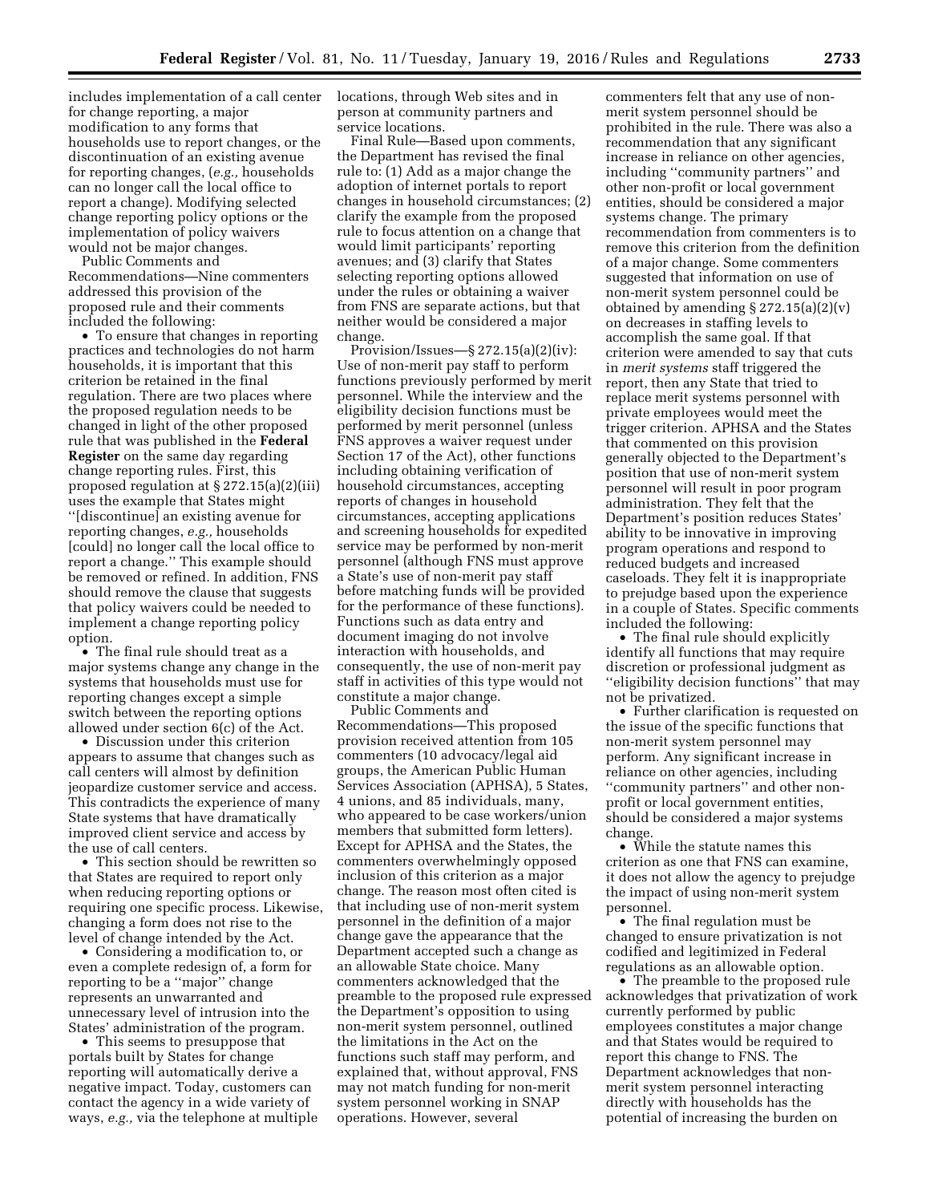includes implementation of a call center for change reporting, a major modification to any forms that households use to report changes, or the discontinuation of an existing avenue for reporting changes, (*e.g.,* households can no longer call the local office to report a change). Modifying selected change reporting policy options or the implementation of policy waivers would not be major changes.

Public Comments and Recommendations—Nine commenters addressed this provision of the proposed rule and their comments included the following:

- To ensure that changes in reporting practices and technologies do not harm households, it is important that this criterion be retained in the final regulation. There are two places where the proposed regulation needs to be changed in light of the other proposed rule that was published in the **Federal Register** on the same day regarding change reporting rules. First, this proposed regulation at § 272.15(a)(2)(iii) uses the example that States might ''[discontinue] an existing avenue for reporting changes, *e.g.,* households [could] no longer call the local office to report a change.'' This example should be removed or refined. In addition, FNS should remove the clause that suggests that policy waivers could be needed to implement a change reporting policy option.
- The final rule should treat as a major systems change any change in the systems that households must use for reporting changes except a simple switch between the reporting options allowed under section 6(c) of the Act.
- Discussion under this criterion appears to assume that changes such as call centers will almost by definition jeopardize customer service and access. This contradicts the experience of many State systems that have dramatically improved client service and access by the use of call centers.
- This section should be rewritten so that States are required to report only when reducing reporting options or requiring one specific process. Likewise, changing a form does not rise to the level of change intended by the Act.
- Considering a modification to, or even a complete redesign of, a form for reporting to be a ''major'' change represents an unwarranted and unnecessary level of intrusion into the States' administration of the program.
- This seems to presuppose that portals built by States for change reporting will automatically derive a negative impact. Today, customers can contact the agency in a wide variety of ways, *e.g.,* via the telephone at multiple locations, through Web sites and in person at community partners and service locations.

Final Rule—Based upon comments, the Department has revised the final rule to: (1) Add as a major change the adoption of internet portals to report changes in household circumstances; (2) clarify the example from the proposed rule to focus attention on a change that would limit participants' reporting avenues; and (3) clarify that States selecting reporting options allowed under the rules or obtaining a waiver from FNS are separate actions, but that neither would be considered a major change.

Provision/Issues—§ 272.15(a)(2)(iv): Use of non-merit pay staff to perform functions previously performed by merit personnel. While the interview and the eligibility decision functions must be performed by merit personnel (unless FNS approves a waiver request under Section 17 of the Act), other functions including obtaining verification of household circumstances, accepting reports of changes in household circumstances, accepting applications and screening households for expedited service may be performed by non-merit personnel (although FNS must approve a State's use of non-merit pay staff before matching funds will be provided for the performance of these functions). Functions such as data entry and document imaging do not involve interaction with households, and consequently, the use of non-merit pay staff in activities of this type would not constitute a major change.

Public Comments and Recommendations—This proposed provision received attention from 105 commenters (10 advocacy/legal aid groups, the American Public Human Services Association (APHSA), 5 States, 4 unions, and 85 individuals, many, who appeared to be case workers/union members that submitted form letters). Except for APHSA and the States, the commenters overwhelmingly opposed inclusion of this criterion as a major change. The reason most often cited is that including use of non-merit system personnel in the definition of a major change gave the appearance that the Department accepted such a change as an allowable State choice. Many commenters acknowledged that the preamble to the proposed rule expressed the Department's opposition to using non-merit system personnel, outlined the limitations in the Act on the functions such staff may perform, and explained that, without approval, FNS may not match funding for non-merit system personnel working in SNAP operations. However, several commenters felt that any use of non-merit system personnel should be prohibited in the rule. There was also a recommendation that any significant increase in reliance on other agencies, including ''community partners'' and other non-profit or local government entities, should be considered a major systems change. The primary recommendation from commenters is to remove this criterion from the definition of a major change. Some commenters suggested that information on use of non-merit system personnel could be obtained by amending § 272.15(a)(2)(v) on decreases in staffing levels to accomplish the same goal. If that criterion were amended to say that cuts in *merit systems* staff triggered the report, then any State that tried to replace merit systems personnel with private employees would meet the trigger criterion. APHSA and the States that commented on this provision generally objected to the Department's position that use of non-merit system personnel will result in poor program administration. They felt that the Department's position reduces States' ability to be innovative in improving program operations and respond to reduced budgets and increased caseloads. They felt it is inappropriate to prejudge based upon the experience in a couple of States. Specific comments included the following:

- The final rule should explicitly identify all functions that may require discretion or professional judgment as ''eligibility decision functions'' that may not be privatized.
- Further clarification is requested on the issue of the specific functions that non-merit system personnel may perform. Any significant increase in reliance on other agencies, including ''community partners'' and other non-profit or local government entities, should be considered a major systems change.
- While the statute names this criterion as one that FNS can examine, it does not allow the agency to prejudge the impact of using non-merit system personnel.
- The final regulation must be changed to ensure privatization is not codified and legitimized in Federal regulations as an allowable option.
- The preamble to the proposed rule acknowledges that privatization of work currently performed by public employees constitutes a major change and that States would be required to report this change to FNS. The Department acknowledges that non-merit system personnel interacting directly with households has the potential of increasing the burden on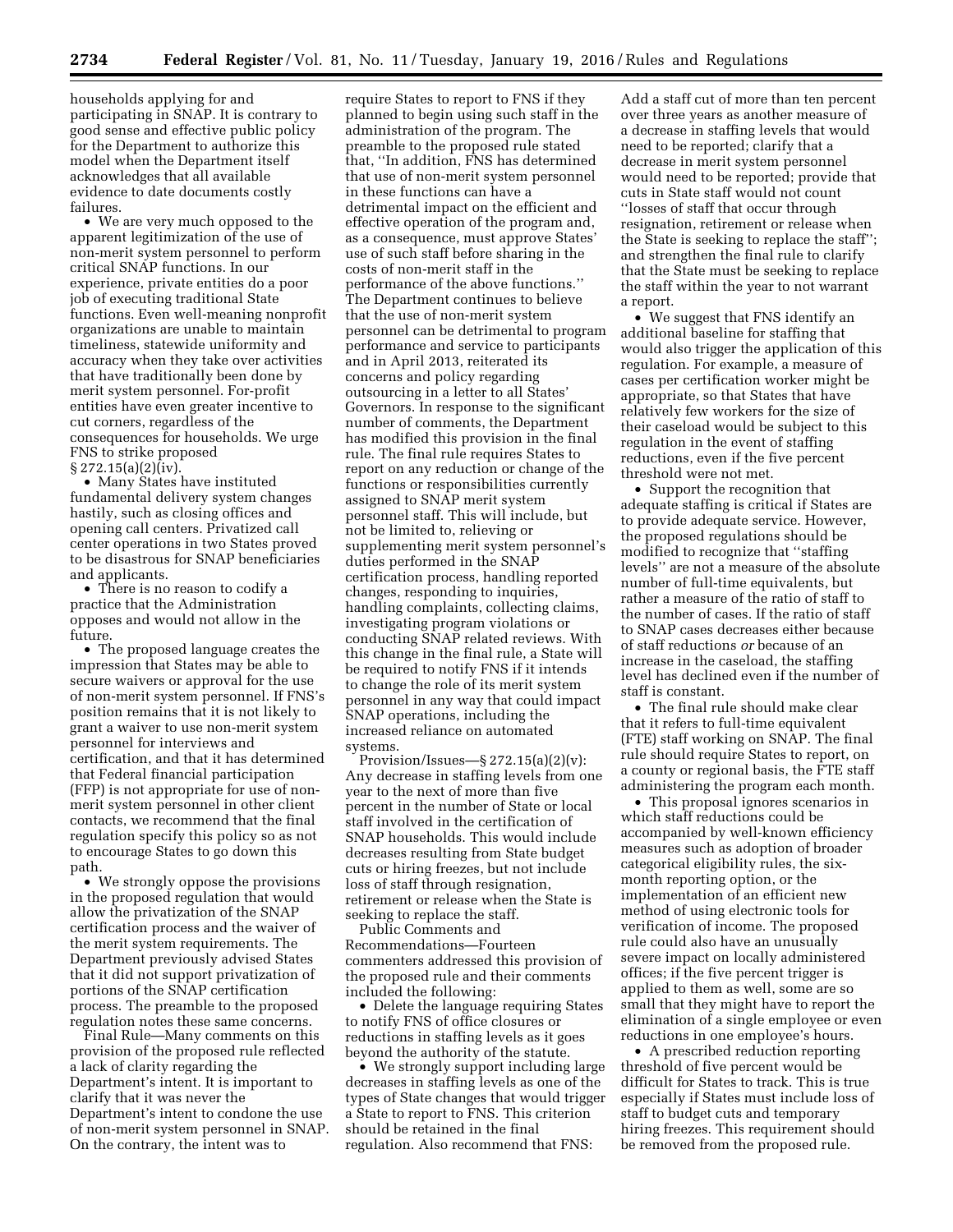households applying for and participating in SNAP. It is contrary to good sense and effective public policy for the Department to authorize this model when the Department itself acknowledges that all available evidence to date documents costly failures.

- We are very much opposed to the apparent legitimization of the use of non-merit system personnel to perform critical SNAP functions. In our experience, private entities do a poor job of executing traditional State functions. Even well-meaning nonprofit organizations are unable to maintain timeliness, statewide uniformity and accuracy when they take over activities that have traditionally been done by merit system personnel. For-profit entities have even greater incentive to cut corners, regardless of the consequences for households. We urge FNS to strike proposed § 272.15(a)(2)(iv).
- Many States have instituted fundamental delivery system changes hastily, such as closing offices and opening call centers. Privatized call center operations in two States proved to be disastrous for SNAP beneficiaries and applicants.
- There is no reason to codify a practice that the Administration opposes and would not allow in the future.
- The proposed language creates the impression that States may be able to secure waivers or approval for the use of non-merit system personnel. If FNS's position remains that it is not likely to grant a waiver to use non-merit system personnel for interviews and certification, and that it has determined that Federal financial participation (FFP) is not appropriate for use of non-merit system personnel in other client contacts, we recommend that the final regulation specify this policy so as not to encourage States to go down this path.
- We strongly oppose the provisions in the proposed regulation that would allow the privatization of the SNAP certification process and the waiver of the merit system requirements. The Department previously advised States that it did not support privatization of portions of the SNAP certification process. The preamble to the proposed regulation notes these same concerns.

Final Rule—Many comments on this provision of the proposed rule reflected a lack of clarity regarding the Department's intent. It is important to clarify that it was never the Department's intent to condone the use of non-merit system personnel in SNAP. On the contrary, the intent was to require States to report to FNS if they planned to begin using such staff in the administration of the program. The preamble to the proposed rule stated that, "In addition, FNS has determined that use of non-merit system personnel in these functions can have a detrimental impact on the efficient and effective operation of the program and, as a consequence, must approve States' use of such staff before sharing in the costs of non-merit staff in the performance of the above functions." The Department continues to believe that the use of non-merit system personnel can be detrimental to program performance and service to participants and in April 2013, reiterated its concerns and policy regarding outsourcing in a letter to all States' Governors. In response to the significant number of comments, the Department has modified this provision in the final rule. The final rule requires States to report on any reduction or change of the functions or responsibilities currently assigned to SNAP merit system personnel staff. This will include, but not be limited to, relieving or supplementing merit system personnel's duties performed in the SNAP certification process, handling reported changes, responding to inquiries, handling complaints, collecting claims, investigating program violations or conducting SNAP related reviews. With this change in the final rule, a State will be required to notify FNS if it intends to change the role of its merit system personnel in any way that could impact SNAP operations, including the increased reliance on automated systems.

Provision/Issues—§ 272.15(a)(2)(v): Any decrease in staffing levels from one year to the next of more than five percent in the number of State or local staff involved in the certification of SNAP households. This would include decreases resulting from State budget cuts or hiring freezes, but not include loss of staff through resignation, retirement or release when the State is seeking to replace the staff.

Public Comments and Recommendations—Fourteen commenters addressed this provision of the proposed rule and their comments included the following:

- Delete the language requiring States to notify FNS of office closures or reductions in staffing levels as it goes beyond the authority of the statute.
- We strongly support including large decreases in staffing levels as one of the types of State changes that would trigger a State to report to FNS. This criterion should be retained in the final regulation. Also recommend that FNS: Add a staff cut of more than ten percent over three years as another measure of a decrease in staffing levels that would need to be reported; clarify that a decrease in merit system personnel would need to be reported; provide that cuts in State staff would not count "losses of staff that occur through resignation, retirement or release when the State is seeking to replace the staff"; and strengthen the final rule to clarify that the State must be seeking to replace the staff within the year to not warrant a report.
- We suggest that FNS identify an additional baseline for staffing that would also trigger the application of this regulation. For example, a measure of cases per certification worker might be appropriate, so that States that have relatively few workers for the size of their caseload would be subject to this regulation in the event of staffing reductions, even if the five percent threshold were not met.
- Support the recognition that adequate staffing is critical if States are to provide adequate service. However, the proposed regulations should be modified to recognize that "staffing levels" are not a measure of the absolute number of full-time equivalents, but rather a measure of the ratio of staff to the number of cases. If the ratio of staff to SNAP cases decreases either because of staff reductions *or* because of an increase in the caseload, the staffing level has declined even if the number of staff is constant.
- The final rule should make clear that it refers to full-time equivalent (FTE) staff working on SNAP. The final rule should require States to report, on a county or regional basis, the FTE staff administering the program each month.
- This proposal ignores scenarios in which staff reductions could be accompanied by well-known efficiency measures such as adoption of broader categorical eligibility rules, the six-month reporting option, or the implementation of an efficient new method of using electronic tools for verification of income. The proposed rule could also have an unusually severe impact on locally administered offices; if the five percent trigger is applied to them as well, some are so small that they might have to report the elimination of a single employee or even reductions in one employee's hours.
- A prescribed reduction reporting threshold of five percent would be difficult for States to track. This is true especially if States must include loss of staff to budget cuts and temporary hiring freezes. This requirement should be removed from the proposed rule.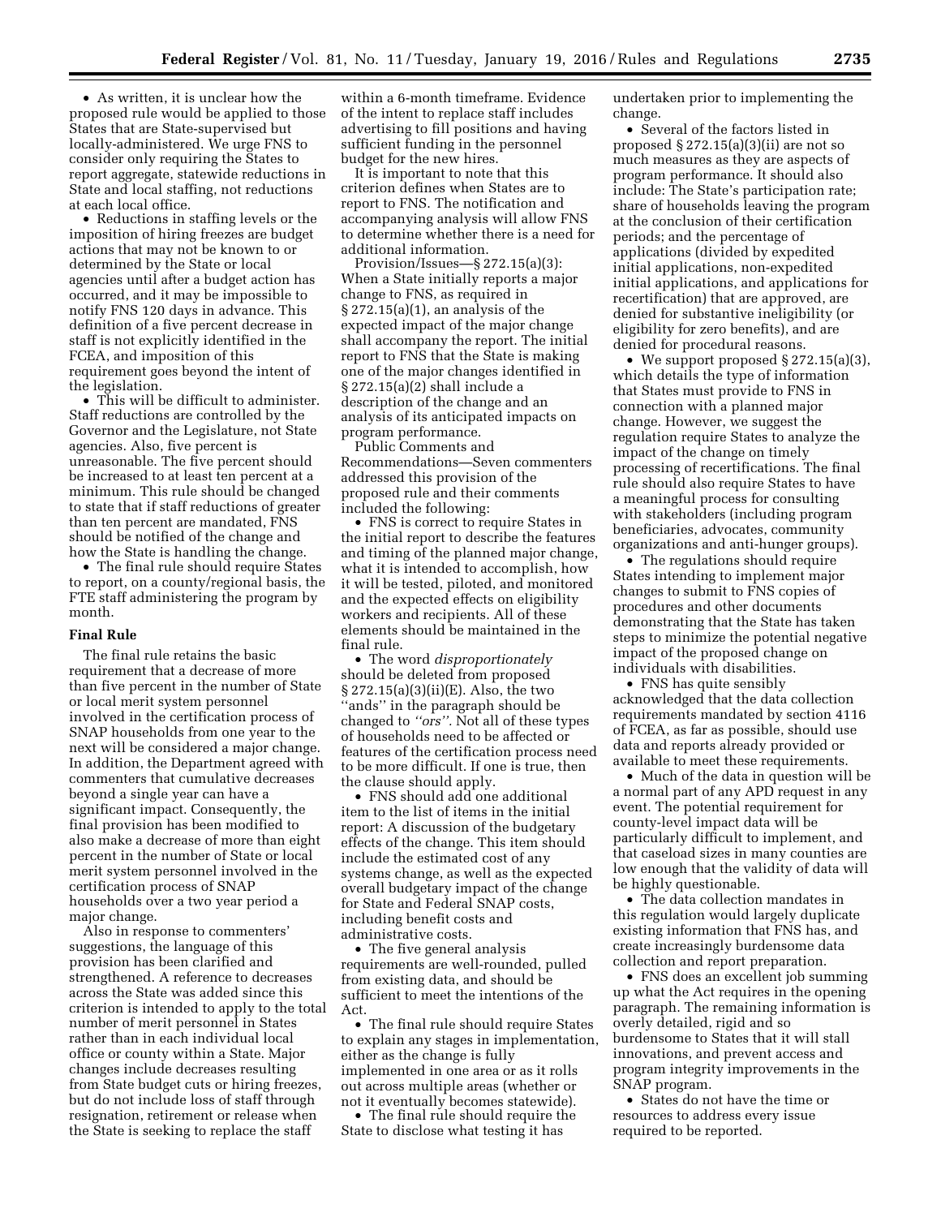• As written, it is unclear how the proposed rule would be applied to those States that are State-supervised but locally-administered. We urge FNS to consider only requiring the States to report aggregate, statewide reductions in State and local staffing, not reductions at each local office.

• Reductions in staffing levels or the imposition of hiring freezes are budget actions that may not be known to or determined by the State or local agencies until after a budget action has occurred, and it may be impossible to notify FNS 120 days in advance. This definition of a five percent decrease in staff is not explicitly identified in the FCEA, and imposition of this requirement goes beyond the intent of the legislation.

• This will be difficult to administer. Staff reductions are controlled by the Governor and the Legislature, not State agencies. Also, five percent is unreasonable. The five percent should be increased to at least ten percent at a minimum. This rule should be changed to state that if staff reductions of greater than ten percent are mandated, FNS should be notified of the change and how the State is handling the change.

• The final rule should require States to report, on a county/regional basis, the FTE staff administering the program by month.

**Final Rule**

The final rule retains the basic requirement that a decrease of more than five percent in the number of State or local merit system personnel involved in the certification process of SNAP households from one year to the next will be considered a major change. In addition, the Department agreed with commenters that cumulative decreases beyond a single year can have a significant impact. Consequently, the final provision has been modified to also make a decrease of more than eight percent in the number of State or local merit system personnel involved in the certification process of SNAP households over a two year period a major change.

Also in response to commenters' suggestions, the language of this provision has been clarified and strengthened. A reference to decreases across the State was added since this criterion is intended to apply to the total number of merit personnel in States rather than in each individual local office or county within a State. Major changes include decreases resulting from State budget cuts or hiring freezes, but do not include loss of staff through resignation, retirement or release when the State is seeking to replace the staff within a 6-month timeframe. Evidence of the intent to replace staff includes advertising to fill positions and having sufficient funding in the personnel budget for the new hires.

It is important to note that this criterion defines when States are to report to FNS. The notification and accompanying analysis will allow FNS to determine whether there is a need for additional information.

Provision/Issues—§ 272.15(a)(3): When a State initially reports a major change to FNS, as required in § 272.15(a)(1), an analysis of the expected impact of the major change shall accompany the report. The initial report to FNS that the State is making one of the major changes identified in § 272.15(a)(2) shall include a description of the change and an analysis of its anticipated impacts on program performance.

Public Comments and Recommendations—Seven commenters addressed this provision of the proposed rule and their comments included the following:

• FNS is correct to require States in the initial report to describe the features and timing of the planned major change, what it is intended to accomplish, how it will be tested, piloted, and monitored and the expected effects on eligibility workers and recipients. All of these elements should be maintained in the final rule.

• The word *disproportionately* should be deleted from proposed § 272.15(a)(3)(ii)(E). Also, the two ''ands'' in the paragraph should be changed to *''ors''.* Not all of these types of households need to be affected or features of the certification process need to be more difficult. If one is true, then the clause should apply.

• FNS should add one additional item to the list of items in the initial report: A discussion of the budgetary effects of the change. This item should include the estimated cost of any systems change, as well as the expected overall budgetary impact of the change for State and Federal SNAP costs, including benefit costs and administrative costs.

• The five general analysis requirements are well-rounded, pulled from existing data, and should be sufficient to meet the intentions of the Act.

• The final rule should require States to explain any stages in implementation, either as the change is fully implemented in one area or as it rolls out across multiple areas (whether or not it eventually becomes statewide).

• The final rule should require the State to disclose what testing it has undertaken prior to implementing the change.

• Several of the factors listed in proposed § 272.15(a)(3)(ii) are not so much measures as they are aspects of program performance. It should also include: The State's participation rate; share of households leaving the program at the conclusion of their certification periods; and the percentage of applications (divided by expedited initial applications, non-expedited initial applications, and applications for recertification) that are approved, are denied for substantive ineligibility (or eligibility for zero benefits), and are denied for procedural reasons.

• We support proposed § 272.15(a)(3), which details the type of information that States must provide to FNS in connection with a planned major change. However, we suggest the regulation require States to analyze the impact of the change on timely processing of recertifications. The final rule should also require States to have a meaningful process for consulting with stakeholders (including program beneficiaries, advocates, community organizations and anti-hunger groups).

• The regulations should require States intending to implement major changes to submit to FNS copies of procedures and other documents demonstrating that the State has taken steps to minimize the potential negative impact of the proposed change on individuals with disabilities.

• FNS has quite sensibly acknowledged that the data collection requirements mandated by section 4116 of FCEA, as far as possible, should use data and reports already provided or available to meet these requirements.

• Much of the data in question will be a normal part of any APD request in any event. The potential requirement for county-level impact data will be particularly difficult to implement, and that caseload sizes in many counties are low enough that the validity of data will be highly questionable.

• The data collection mandates in this regulation would largely duplicate existing information that FNS has, and create increasingly burdensome data collection and report preparation.

• FNS does an excellent job summing up what the Act requires in the opening paragraph. The remaining information is overly detailed, rigid and so burdensome to States that it will stall innovations, and prevent access and program integrity improvements in the SNAP program.

• States do not have the time or resources to address every issue required to be reported.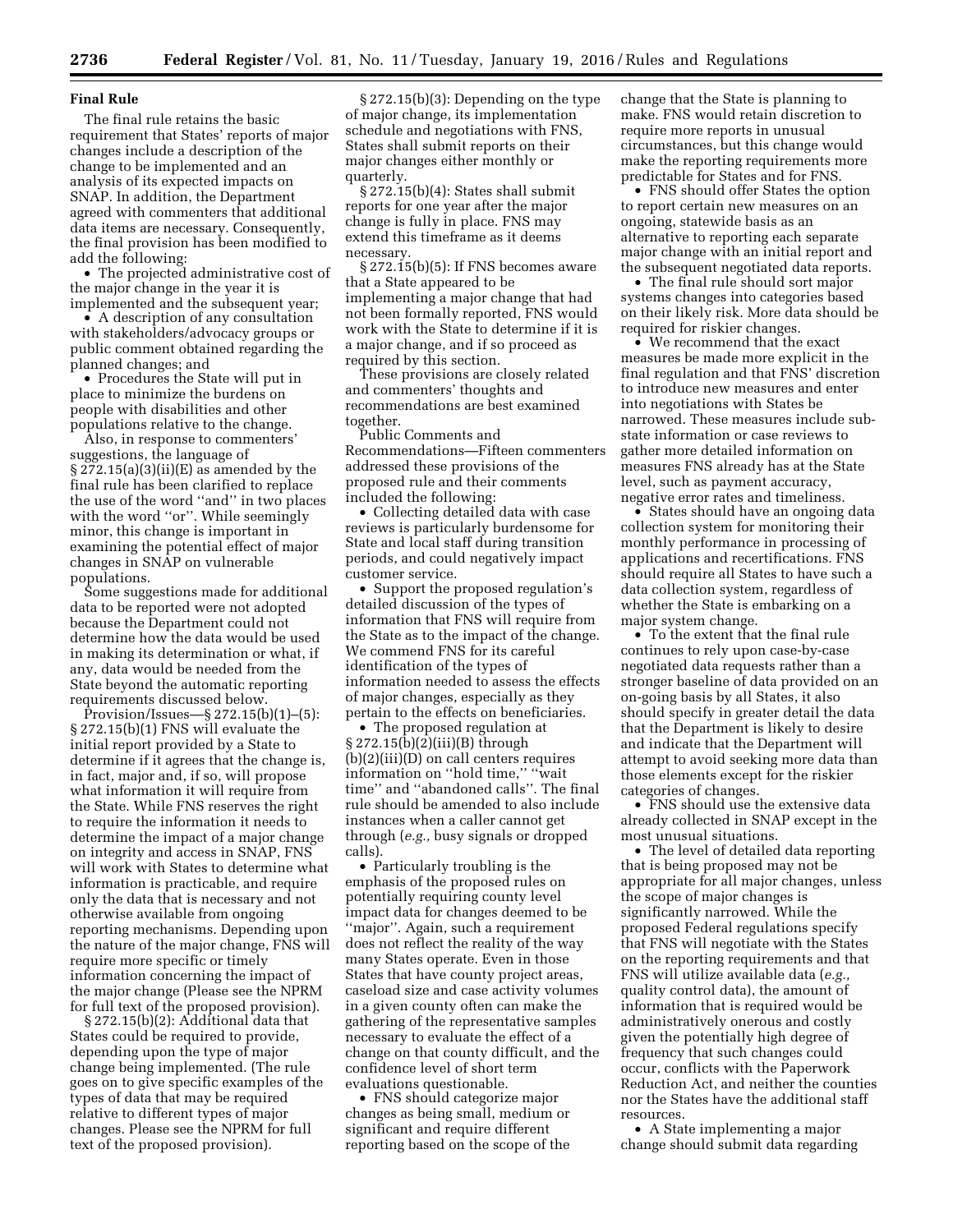**Final Rule**

The final rule retains the basic requirement that States' reports of major changes include a description of the change to be implemented and an analysis of its expected impacts on SNAP. In addition, the Department agreed with commenters that additional data items are necessary. Consequently, the final provision has been modified to add the following:

- The projected administrative cost of the major change in the year it is implemented and the subsequent year;
- A description of any consultation with stakeholders/advocacy groups or public comment obtained regarding the planned changes; and
- Procedures the State will put in place to minimize the burdens on people with disabilities and other populations relative to the change.

Also, in response to commenters' suggestions, the language of § 272.15(a)(3)(ii)(E) as amended by the final rule has been clarified to replace the use of the word ''and'' in two places with the word ''or''. While seemingly minor, this change is important in examining the potential effect of major changes in SNAP on vulnerable populations.

Some suggestions made for additional data to be reported were not adopted because the Department could not determine how the data would be used in making its determination or what, if any, data would be needed from the State beyond the automatic reporting requirements discussed below.

Provision/Issues—§ 272.15(b)(1)–(5): § 272.15(b)(1) FNS will evaluate the initial report provided by a State to determine if it agrees that the change is, in fact, major and, if so, will propose what information it will require from the State. While FNS reserves the right to require the information it needs to determine the impact of a major change on integrity and access in SNAP, FNS will work with States to determine what information is practicable, and require only the data that is necessary and not otherwise available from ongoing reporting mechanisms. Depending upon the nature of the major change, FNS will require more specific or timely information concerning the impact of the major change (Please see the NPRM for full text of the proposed provision).

§ 272.15(b)(2): Additional data that States could be required to provide, depending upon the type of major change being implemented. (The rule goes on to give specific examples of the types of data that may be required relative to different types of major changes. Please see the NPRM for full text of the proposed provision).

§ 272.15(b)(3): Depending on the type of major change, its implementation schedule and negotiations with FNS, States shall submit reports on their major changes either monthly or quarterly.

§ 272.15(b)(4): States shall submit reports for one year after the major change is fully in place. FNS may extend this timeframe as it deems necessary.

§ 272.15(b)(5): If FNS becomes aware that a State appeared to be implementing a major change that had not been formally reported, FNS would work with the State to determine if it is a major change, and if so proceed as required by this section.

These provisions are closely related and commenters' thoughts and recommendations are best examined together.

Public Comments and Recommendations—Fifteen commenters addressed these provisions of the proposed rule and their comments included the following:

- Collecting detailed data with case reviews is particularly burdensome for State and local staff during transition periods, and could negatively impact customer service.
- Support the proposed regulation's detailed discussion of the types of information that FNS will require from the State as to the impact of the change. We commend FNS for its careful identification of the types of information needed to assess the effects of major changes, especially as they pertain to the effects on beneficiaries.
- The proposed regulation at § 272.15(b)(2)(iii)(B) through (b)(2)(iii)(D) on call centers requires information on ''hold time,'' ''wait time'' and ''abandoned calls''. The final rule should be amended to also include instances when a caller cannot get through (*e.g.,* busy signals or dropped calls).
- Particularly troubling is the emphasis of the proposed rules on potentially requiring county level impact data for changes deemed to be ''major''. Again, such a requirement does not reflect the reality of the way many States operate. Even in those States that have county project areas, caseload size and case activity volumes in a given county often can make the gathering of the representative samples necessary to evaluate the effect of a change on that county difficult, and the confidence level of short term evaluations questionable.
- FNS should categorize major changes as being small, medium or significant and require different reporting based on the scope of the change that the State is planning to make. FNS would retain discretion to require more reports in unusual circumstances, but this change would make the reporting requirements more predictable for States and for FNS.
- FNS should offer States the option to report certain new measures on an ongoing, statewide basis as an alternative to reporting each separate major change with an initial report and the subsequent negotiated data reports.
- The final rule should sort major systems changes into categories based on their likely risk. More data should be required for riskier changes.
- We recommend that the exact measures be made more explicit in the final regulation and that FNS' discretion to introduce new measures and enter into negotiations with States be narrowed. These measures include sub-state information or case reviews to gather more detailed information on measures FNS already has at the State level, such as payment accuracy, negative error rates and timeliness.
- States should have an ongoing data collection system for monitoring their monthly performance in processing of applications and recertifications. FNS should require all States to have such a data collection system, regardless of whether the State is embarking on a major system change.
- To the extent that the final rule continues to rely upon case-by-case negotiated data requests rather than a stronger baseline of data provided on an on-going basis by all States, it also should specify in greater detail the data that the Department is likely to desire and indicate that the Department will attempt to avoid seeking more data than those elements except for the riskier categories of changes.
- FNS should use the extensive data already collected in SNAP except in the most unusual situations.
- The level of detailed data reporting that is being proposed may not be appropriate for all major changes, unless the scope of major changes is significantly narrowed. While the proposed Federal regulations specify that FNS will negotiate with the States on the reporting requirements and that FNS will utilize available data (*e.g.,* quality control data), the amount of information that is required would be administratively onerous and costly given the potentially high degree of frequency that such changes could occur, conflicts with the Paperwork Reduction Act, and neither the counties nor the States have the additional staff resources.
- A State implementing a major change should submit data regarding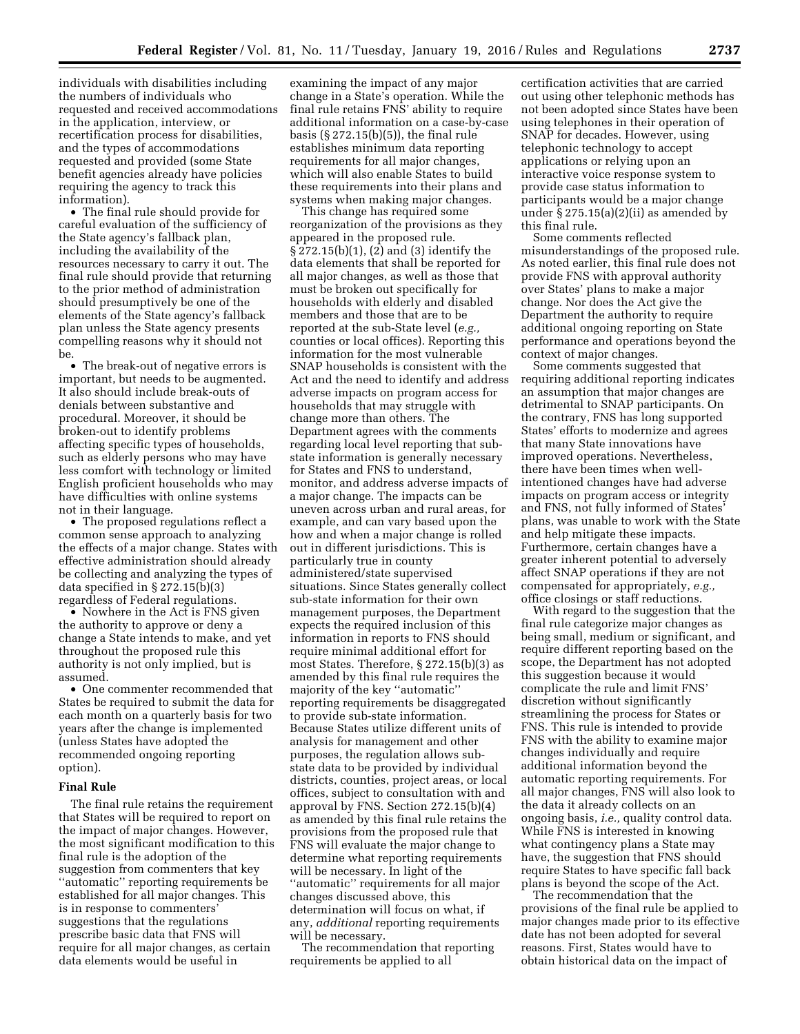individuals with disabilities including the numbers of individuals who requested and received accommodations in the application, interview, or recertification process for disabilities, and the types of accommodations requested and provided (some State benefit agencies already have policies requiring the agency to track this information).

- The final rule should provide for careful evaluation of the sufficiency of the State agency's fallback plan, including the availability of the resources necessary to carry it out. The final rule should provide that returning to the prior method of administration should presumptively be one of the elements of the State agency's fallback plan unless the State agency presents compelling reasons why it should not be.
- The break-out of negative errors is important, but needs to be augmented. It also should include break-outs of denials between substantive and procedural. Moreover, it should be broken-out to identify problems affecting specific types of households, such as elderly persons who may have less comfort with technology or limited English proficient households who may have difficulties with online systems not in their language.
- The proposed regulations reflect a common sense approach to analyzing the effects of a major change. States with effective administration should already be collecting and analyzing the types of data specified in § 272.15(b)(3) regardless of Federal regulations.
- Nowhere in the Act is FNS given the authority to approve or deny a change a State intends to make, and yet throughout the proposed rule this authority is not only implied, but is assumed.
- One commenter recommended that States be required to submit the data for each month on a quarterly basis for two years after the change is implemented (unless States have adopted the recommended ongoing reporting option).

**Final Rule**

The final rule retains the requirement that States will be required to report on the impact of major changes. However, the most significant modification to this final rule is the adoption of the suggestion from commenters that key ''automatic'' reporting requirements be established for all major changes. This is in response to commenters' suggestions that the regulations prescribe basic data that FNS will require for all major changes, as certain data elements would be useful in examining the impact of any major change in a State's operation. While the final rule retains FNS' ability to require additional information on a case-by-case basis (§ 272.15(b)(5)), the final rule establishes minimum data reporting requirements for all major changes, which will also enable States to build these requirements into their plans and systems when making major changes.

This change has required some reorganization of the provisions as they appeared in the proposed rule. § 272.15(b)(1), (2) and (3) identify the data elements that shall be reported for all major changes, as well as those that must be broken out specifically for households with elderly and disabled members and those that are to be reported at the sub-State level (*e.g.,* counties or local offices). Reporting this information for the most vulnerable SNAP households is consistent with the Act and the need to identify and address adverse impacts on program access for households that may struggle with change more than others. The Department agrees with the comments regarding local level reporting that sub-state information is generally necessary for States and FNS to understand, monitor, and address adverse impacts of a major change. The impacts can be uneven across urban and rural areas, for example, and can vary based upon the how and when a major change is rolled out in different jurisdictions. This is particularly true in county administered/state supervised situations. Since States generally collect sub-state information for their own management purposes, the Department expects the required inclusion of this information in reports to FNS should require minimal additional effort for most States. Therefore, § 272.15(b)(3) as amended by this final rule requires the majority of the key ''automatic'' reporting requirements be disaggregated to provide sub-state information. Because States utilize different units of analysis for management and other purposes, the regulation allows sub-state data to be provided by individual districts, counties, project areas, or local offices, subject to consultation with and approval by FNS. Section 272.15(b)(4) as amended by this final rule retains the provisions from the proposed rule that FNS will evaluate the major change to determine what reporting requirements will be necessary. In light of the ''automatic'' requirements for all major changes discussed above, this determination will focus on what, if any, *additional* reporting requirements will be necessary.

The recommendation that reporting requirements be applied to all certification activities that are carried out using other telephonic methods has not been adopted since States have been using telephones in their operation of SNAP for decades. However, using telephonic technology to accept applications or relying upon an interactive voice response system to provide case status information to participants would be a major change under § 275.15(a)(2)(ii) as amended by this final rule.

Some comments reflected misunderstandings of the proposed rule. As noted earlier, this final rule does not provide FNS with approval authority over States' plans to make a major change. Nor does the Act give the Department the authority to require additional ongoing reporting on State performance and operations beyond the context of major changes.

Some comments suggested that requiring additional reporting indicates an assumption that major changes are detrimental to SNAP participants. On the contrary, FNS has long supported States' efforts to modernize and agrees that many State innovations have improved operations. Nevertheless, there have been times when well-intentioned changes have had adverse impacts on program access or integrity and FNS, not fully informed of States' plans, was unable to work with the State and help mitigate these impacts. Furthermore, certain changes have a greater inherent potential to adversely affect SNAP operations if they are not compensated for appropriately, *e.g.,* office closings or staff reductions.

With regard to the suggestion that the final rule categorize major changes as being small, medium or significant, and require different reporting based on the scope, the Department has not adopted this suggestion because it would complicate the rule and limit FNS' discretion without significantly streamlining the process for States or FNS. This rule is intended to provide FNS with the ability to examine major changes individually and require additional information beyond the automatic reporting requirements. For all major changes, FNS will also look to the data it already collects on an ongoing basis, *i.e.,* quality control data. While FNS is interested in knowing what contingency plans a State may have, the suggestion that FNS should require States to have specific fall back plans is beyond the scope of the Act.

The recommendation that the provisions of the final rule be applied to major changes made prior to its effective date has not been adopted for several reasons. First, States would have to obtain historical data on the impact of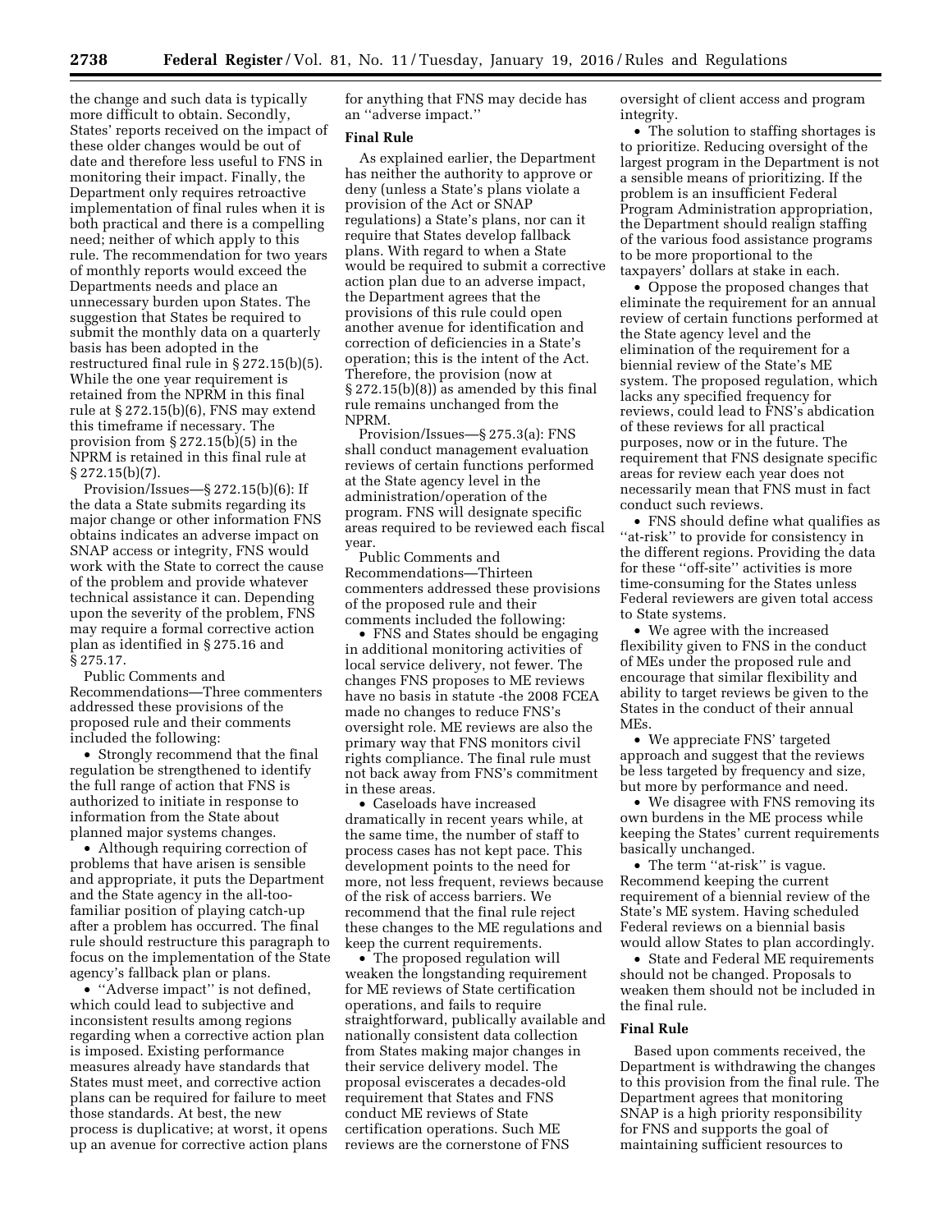the change and such data is typically more difficult to obtain. Secondly, States' reports received on the impact of these older changes would be out of date and therefore less useful to FNS in monitoring their impact. Finally, the Department only requires retroactive implementation of final rules when it is both practical and there is a compelling need; neither of which apply to this rule. The recommendation for two years of monthly reports would exceed the Departments needs and place an unnecessary burden upon States. The suggestion that States be required to submit the monthly data on a quarterly basis has been adopted in the restructured final rule in § 272.15(b)(5). While the one year requirement is retained from the NPRM in this final rule at § 272.15(b)(6), FNS may extend this timeframe if necessary. The provision from § 272.15(b)(5) in the NPRM is retained in this final rule at § 272.15(b)(7).

Provision/Issues—§ 272.15(b)(6): If the data a State submits regarding its major change or other information FNS obtains indicates an adverse impact on SNAP access or integrity, FNS would work with the State to correct the cause of the problem and provide whatever technical assistance it can. Depending upon the severity of the problem, FNS may require a formal corrective action plan as identified in § 275.16 and § 275.17.

Public Comments and Recommendations—Three commenters addressed these provisions of the proposed rule and their comments included the following:

- Strongly recommend that the final regulation be strengthened to identify the full range of action that FNS is authorized to initiate in response to information from the State about planned major systems changes.
- Although requiring correction of problems that have arisen is sensible and appropriate, it puts the Department and the State agency in the all-too-familiar position of playing catch-up after a problem has occurred. The final rule should restructure this paragraph to focus on the implementation of the State agency's fallback plan or plans.
- ''Adverse impact'' is not defined, which could lead to subjective and inconsistent results among regions regarding when a corrective action plan is imposed. Existing performance measures already have standards that States must meet, and corrective action plans can be required for failure to meet those standards. At best, the new process is duplicative; at worst, it opens up an avenue for corrective action plans for anything that FNS may decide has an ''adverse impact.''

**Final Rule**

As explained earlier, the Department has neither the authority to approve or deny (unless a State's plans violate a provision of the Act or SNAP regulations) a State's plans, nor can it require that States develop fallback plans. With regard to when a State would be required to submit a corrective action plan due to an adverse impact, the Department agrees that the provisions of this rule could open another avenue for identification and correction of deficiencies in a State's operation; this is the intent of the Act. Therefore, the provision (now at § 272.15(b)(8)) as amended by this final rule remains unchanged from the NPRM.

Provision/Issues—§ 275.3(a): FNS shall conduct management evaluation reviews of certain functions performed at the State agency level in the administration/operation of the program. FNS will designate specific areas required to be reviewed each fiscal year.

Public Comments and Recommendations—Thirteen commenters addressed these provisions of the proposed rule and their comments included the following:

- FNS and States should be engaging in additional monitoring activities of local service delivery, not fewer. The changes FNS proposes to ME reviews have no basis in statute -the 2008 FCEA made no changes to reduce FNS's oversight role. ME reviews are also the primary way that FNS monitors civil rights compliance. The final rule must not back away from FNS's commitment in these areas.
- Caseloads have increased dramatically in recent years while, at the same time, the number of staff to process cases has not kept pace. This development points to the need for more, not less frequent, reviews because of the risk of access barriers. We recommend that the final rule reject these changes to the ME regulations and keep the current requirements.
- The proposed regulation will weaken the longstanding requirement for ME reviews of State certification operations, and fails to require straightforward, publically available and nationally consistent data collection from States making major changes in their service delivery model. The proposal eviscerates a decades-old requirement that States and FNS conduct ME reviews of State certification operations. Such ME reviews are the cornerstone of FNS oversight of client access and program integrity.
- The solution to staffing shortages is to prioritize. Reducing oversight of the largest program in the Department is not a sensible means of prioritizing. If the problem is an insufficient Federal Program Administration appropriation, the Department should realign staffing of the various food assistance programs to be more proportional to the taxpayers' dollars at stake in each.
- Oppose the proposed changes that eliminate the requirement for an annual review of certain functions performed at the State agency level and the elimination of the requirement for a biennial review of the State's ME system. The proposed regulation, which lacks any specified frequency for reviews, could lead to FNS's abdication of these reviews for all practical purposes, now or in the future. The requirement that FNS designate specific areas for review each year does not necessarily mean that FNS must in fact conduct such reviews.
- FNS should define what qualifies as ''at-risk'' to provide for consistency in the different regions. Providing the data for these ''off-site'' activities is more time-consuming for the States unless Federal reviewers are given total access to State systems.
- We agree with the increased flexibility given to FNS in the conduct of MEs under the proposed rule and encourage that similar flexibility and ability to target reviews be given to the States in the conduct of their annual MEs.
- We appreciate FNS' targeted approach and suggest that the reviews be less targeted by frequency and size, but more by performance and need.
- We disagree with FNS removing its own burdens in the ME process while keeping the States' current requirements basically unchanged.
- The term ''at-risk'' is vague. Recommend keeping the current requirement of a biennial review of the State's ME system. Having scheduled Federal reviews on a biennial basis would allow States to plan accordingly.
- State and Federal ME requirements should not be changed. Proposals to weaken them should not be included in the final rule.

**Final Rule**

Based upon comments received, the Department is withdrawing the changes to this provision from the final rule. The Department agrees that monitoring SNAP is a high priority responsibility for FNS and supports the goal of maintaining sufficient resources to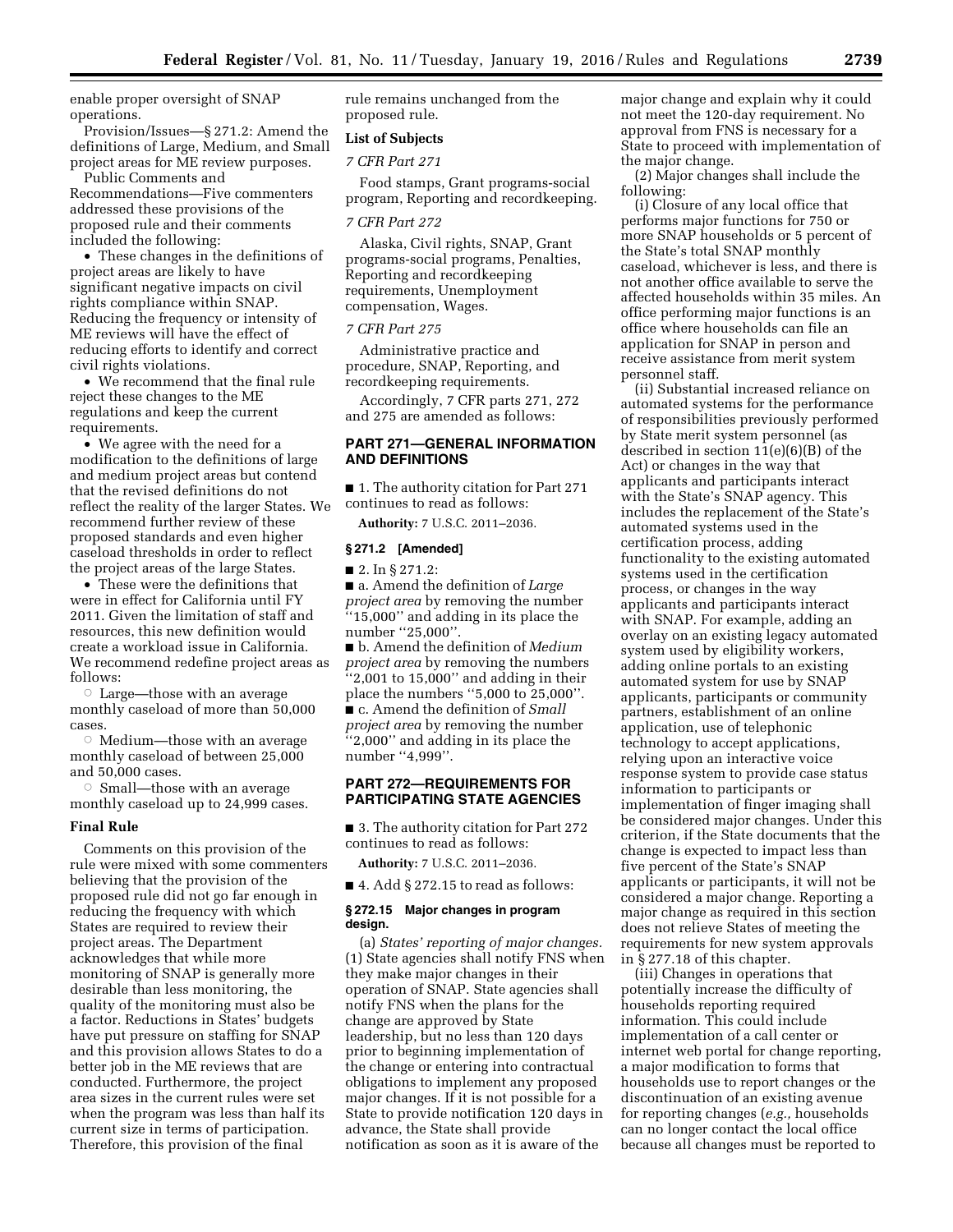enable proper oversight of SNAP operations.

Provision/Issues—§ 271.2: Amend the definitions of Large, Medium, and Small project areas for ME review purposes.

Public Comments and Recommendations—Five commenters addressed these provisions of the proposed rule and their comments included the following:

- These changes in the definitions of project areas are likely to have significant negative impacts on civil rights compliance within SNAP. Reducing the frequency or intensity of ME reviews will have the effect of reducing efforts to identify and correct civil rights violations.
- We recommend that the final rule reject these changes to the ME regulations and keep the current requirements.
- We agree with the need for a modification to the definitions of large and medium project areas but contend that the revised definitions do not reflect the reality of the larger States. We recommend further review of these proposed standards and even higher caseload thresholds in order to reflect the project areas of the large States.
- These were the definitions that were in effect for California until FY 2011. Given the limitation of staff and resources, this new definition would create a workload issue in California. We recommend redefine project areas as follows:
    - Large—those with an average monthly caseload of more than 50,000 cases.
    - Medium—those with an average monthly caseload of between 25,000 and 50,000 cases.
    - Small—those with an average monthly caseload up to 24,999 cases.

### Final Rule

Comments on this provision of the rule were mixed with some commenters believing that the provision of the proposed rule did not go far enough in reducing the frequency with which States are required to review their project areas. The Department acknowledges that while more monitoring of SNAP is generally more desirable than less monitoring, the quality of the monitoring must also be a factor. Reductions in States' budgets have put pressure on staffing for SNAP and this provision allows States to do a better job in the ME reviews that are conducted. Furthermore, the project area sizes in the current rules were set when the program was less than half its current size in terms of participation. Therefore, this provision of the final rule remains unchanged from the proposed rule.

### List of Subjects

*7 CFR Part 271*

Food stamps, Grant programs-social program, Reporting and recordkeeping.

*7 CFR Part 272*

Alaska, Civil rights, SNAP, Grant programs-social programs, Penalties, Reporting and recordkeeping requirements, Unemployment compensation, Wages.

*7 CFR Part 275*

Administrative practice and procedure, SNAP, Reporting, and recordkeeping requirements.

Accordingly, 7 CFR parts 271, 272 and 275 are amended as follows:

## PART 271—GENERAL INFORMATION AND DEFINITIONS

■ 1. The authority citation for Part 271 continues to read as follows:

**Authority:** 7 U.S.C. 2011–2036.

### § 271.2 [Amended]

■ 2. In § 271.2:

■ a. Amend the definition of *Large project area* by removing the number ''15,000'' and adding in its place the number ''25,000''.

■ b. Amend the definition of *Medium project area* by removing the numbers ''2,001 to 15,000'' and adding in their place the numbers ''5,000 to 25,000''.

■ c. Amend the definition of *Small project area* by removing the number ''2,000'' and adding in its place the number ''4,999''.

## PART 272—REQUIREMENTS FOR PARTICIPATING STATE AGENCIES

■ 3. The authority citation for Part 272 continues to read as follows:

**Authority:** 7 U.S.C. 2011–2036.

■ 4. Add § 272.15 to read as follows:

### § 272.15 Major changes in program design.

(a) *States' reporting of major changes.* (1) State agencies shall notify FNS when they make major changes in their operation of SNAP. State agencies shall notify FNS when the plans for the change are approved by State leadership, but no less than 120 days prior to beginning implementation of the change or entering into contractual obligations to implement any proposed major changes. If it is not possible for a State to provide notification 120 days in advance, the State shall provide notification as soon as it is aware of the major change and explain why it could not meet the 120-day requirement. No approval from FNS is necessary for a State to proceed with implementation of the major change.

(2) Major changes shall include the following:

(i) Closure of any local office that performs major functions for 750 or more SNAP households or 5 percent of the State's total SNAP monthly caseload, whichever is less, and there is not another office available to serve the affected households within 35 miles. An office performing major functions is an office where households can file an application for SNAP in person and receive assistance from merit system personnel staff.

(ii) Substantial increased reliance on automated systems for the performance of responsibilities previously performed by State merit system personnel (as described in section 11(e)(6)(B) of the Act) or changes in the way that applicants and participants interact with the State's SNAP agency. This includes the replacement of the State's automated systems used in the certification process, adding functionality to the existing automated systems used in the certification process, or changes in the way applicants and participants interact with SNAP. For example, adding an overlay on an existing legacy automated system used by eligibility workers, adding online portals to an existing automated system for use by SNAP applicants, participants or community partners, establishment of an online application, use of telephonic technology to accept applications, relying upon an interactive voice response system to provide case status information to participants or implementation of finger imaging shall be considered major changes. Under this criterion, if the State documents that the change is expected to impact less than five percent of the State's SNAP applicants or participants, it will not be considered a major change. Reporting a major change as required in this section does not relieve States of meeting the requirements for new system approvals in § 277.18 of this chapter.

(iii) Changes in operations that potentially increase the difficulty of households reporting required information. This could include implementation of a call center or internet web portal for change reporting, a major modification to forms that households use to report changes or the discontinuation of an existing avenue for reporting changes (*e.g.,* households can no longer contact the local office because all changes must be reported to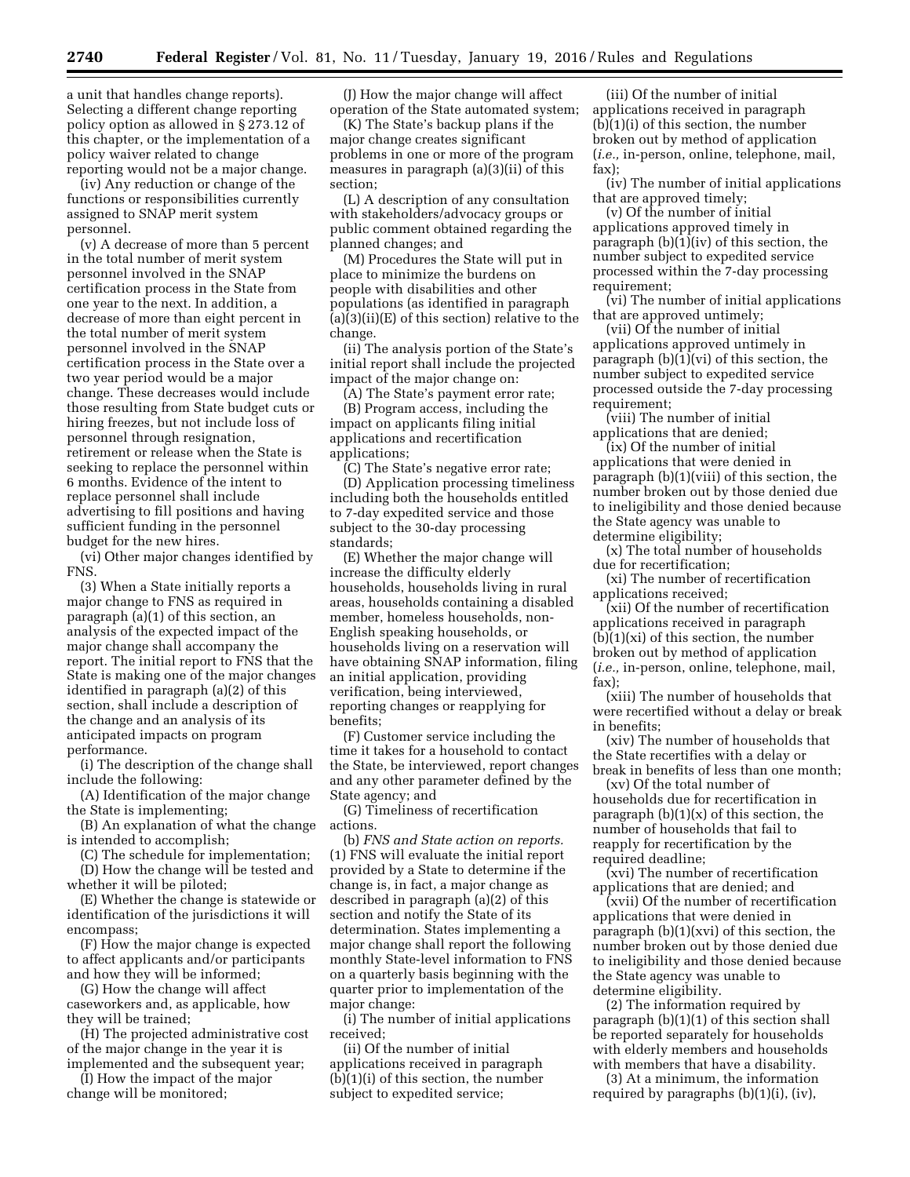a unit that handles change reports). Selecting a different change reporting policy option as allowed in § 273.12 of this chapter, or the implementation of a policy waiver related to change reporting would not be a major change.

(iv) Any reduction or change of the functions or responsibilities currently assigned to SNAP merit system personnel.

(v) A decrease of more than 5 percent in the total number of merit system personnel involved in the SNAP certification process in the State from one year to the next. In addition, a decrease of more than eight percent in the total number of merit system personnel involved in the SNAP certification process in the State over a two year period would be a major change. These decreases would include those resulting from State budget cuts or hiring freezes, but not include loss of personnel through resignation, retirement or release when the State is seeking to replace the personnel within 6 months. Evidence of the intent to replace personnel shall include advertising to fill positions and having sufficient funding in the personnel budget for the new hires.

(vi) Other major changes identified by FNS.

(3) When a State initially reports a major change to FNS as required in paragraph (a)(1) of this section, an analysis of the expected impact of the major change shall accompany the report. The initial report to FNS that the State is making one of the major changes identified in paragraph (a)(2) of this section, shall include a description of the change and an analysis of its anticipated impacts on program performance.

(i) The description of the change shall include the following:

(A) Identification of the major change the State is implementing;

(B) An explanation of what the change is intended to accomplish;

(C) The schedule for implementation;

(D) How the change will be tested and whether it will be piloted;

(E) Whether the change is statewide or identification of the jurisdictions it will encompass;

(F) How the major change is expected to affect applicants and/or participants and how they will be informed;

(G) How the change will affect caseworkers and, as applicable, how they will be trained;

(H) The projected administrative cost of the major change in the year it is implemented and the subsequent year;

(I) How the impact of the major change will be monitored;

(J) How the major change will affect operation of the State automated system;

(K) The State's backup plans if the major change creates significant problems in one or more of the program measures in paragraph (a)(3)(ii) of this section;

(L) A description of any consultation with stakeholders/advocacy groups or public comment obtained regarding the planned changes; and

(M) Procedures the State will put in place to minimize the burdens on people with disabilities and other populations (as identified in paragraph (a)(3)(ii)(E) of this section) relative to the change.

(ii) The analysis portion of the State's initial report shall include the projected impact of the major change on:

(A) The State's payment error rate;

(B) Program access, including the impact on applicants filing initial applications and recertification applications;

(C) The State's negative error rate;

(D) Application processing timeliness including both the households entitled to 7-day expedited service and those subject to the 30-day processing standards;

(E) Whether the major change will increase the difficulty elderly households, households living in rural areas, households containing a disabled member, homeless households, non-English speaking households, or households living on a reservation will have obtaining SNAP information, filing an initial application, providing verification, being interviewed, reporting changes or reapplying for benefits;

(F) Customer service including the time it takes for a household to contact the State, be interviewed, report changes and any other parameter defined by the State agency; and

(G) Timeliness of recertification actions.

(b) *FNS and State action on reports.* (1) FNS will evaluate the initial report provided by a State to determine if the change is, in fact, a major change as described in paragraph (a)(2) of this section and notify the State of its determination. States implementing a major change shall report the following monthly State-level information to FNS on a quarterly basis beginning with the quarter prior to implementation of the major change:

(i) The number of initial applications received;

(ii) Of the number of initial applications received in paragraph (b)(1)(i) of this section, the number subject to expedited service;

(iii) Of the number of initial applications received in paragraph (b)(1)(i) of this section, the number broken out by method of application (*i.e.,* in-person, online, telephone, mail, fax);

(iv) The number of initial applications that are approved timely;

(v) Of the number of initial applications approved timely in paragraph (b)(1)(iv) of this section, the number subject to expedited service processed within the 7-day processing requirement;

(vi) The number of initial applications that are approved untimely;

(vii) Of the number of initial applications approved untimely in paragraph (b)(1)(vi) of this section, the number subject to expedited service processed outside the 7-day processing requirement;

(viii) The number of initial applications that are denied;

(ix) Of the number of initial applications that were denied in paragraph (b)(1)(viii) of this section, the number broken out by those denied due to ineligibility and those denied because the State agency was unable to determine eligibility;

(x) The total number of households due for recertification;

(xi) The number of recertification applications received;

(xii) Of the number of recertification applications received in paragraph (b)(1)(xi) of this section, the number broken out by method of application (*i.e.,* in-person, online, telephone, mail, fax);

(xiii) The number of households that were recertified without a delay or break in benefits;

(xiv) The number of households that the State recertifies with a delay or break in benefits of less than one month;

(xv) Of the total number of households due for recertification in paragraph (b)(1)(x) of this section, the number of households that fail to reapply for recertification by the required deadline;

(xvi) The number of recertification applications that are denied; and

(xvii) Of the number of recertification applications that were denied in paragraph (b)(1)(xvi) of this section, the number broken out by those denied due to ineligibility and those denied because the State agency was unable to determine eligibility.

(2) The information required by paragraph (b)(1)(1) of this section shall be reported separately for households with elderly members and households with members that have a disability.

(3) At a minimum, the information required by paragraphs (b)(1)(i), (iv),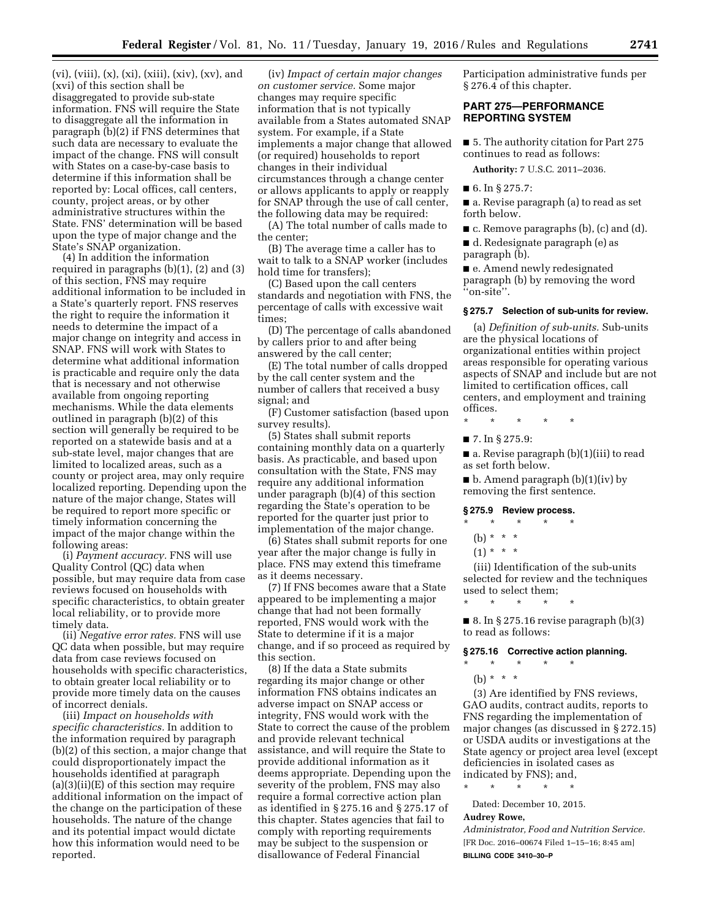(vi), (viii), (x), (xi), (xiii), (xiv), (xv), and (xvi) of this section shall be disaggregated to provide sub-state information. FNS will require the State to disaggregate all the information in paragraph (b)(2) if FNS determines that such data are necessary to evaluate the impact of the change. FNS will consult with States on a case-by-case basis to determine if this information shall be reported by: Local offices, call centers, county, project areas, or by other administrative structures within the State. FNS' determination will be based upon the type of major change and the State's SNAP organization.

(4) In addition the information required in paragraphs (b)(1), (2) and (3) of this section, FNS may require additional information to be included in a State's quarterly report. FNS reserves the right to require the information it needs to determine the impact of a major change on integrity and access in SNAP. FNS will work with States to determine what additional information is practicable and require only the data that is necessary and not otherwise available from ongoing reporting mechanisms. While the data elements outlined in paragraph (b)(2) of this section will generally be required to be reported on a statewide basis and at a sub-state level, major changes that are limited to localized areas, such as a county or project area, may only require localized reporting. Depending upon the nature of the major change, States will be required to report more specific or timely information concerning the impact of the major change within the following areas:

(i) *Payment accuracy.* FNS will use Quality Control (QC) data when possible, but may require data from case reviews focused on households with specific characteristics, to obtain greater local reliability, or to provide more timely data.

(ii) *Negative error rates.* FNS will use QC data when possible, but may require data from case reviews focused on households with specific characteristics, to obtain greater local reliability or to provide more timely data on the causes of incorrect denials.

(iii) *Impact on households with specific characteristics.* In addition to the information required by paragraph (b)(2) of this section, a major change that could disproportionately impact the households identified at paragraph (a)(3)(ii)(E) of this section may require additional information on the impact of the change on the participation of these households. The nature of the change and its potential impact would dictate how this information would need to be reported.

(iv) *Impact of certain major changes on customer service.* Some major changes may require specific information that is not typically available from a States automated SNAP system. For example, if a State implements a major change that allowed (or required) households to report changes in their individual circumstances through a change center or allows applicants to apply or reapply for SNAP through the use of call center, the following data may be required:

(A) The total number of calls made to the center;

(B) The average time a caller has to wait to talk to a SNAP worker (includes hold time for transfers);

(C) Based upon the call centers standards and negotiation with FNS, the percentage of calls with excessive wait times;

(D) The percentage of calls abandoned by callers prior to and after being answered by the call center;

(E) The total number of calls dropped by the call center system and the number of callers that received a busy signal; and

(F) Customer satisfaction (based upon survey results).

(5) States shall submit reports containing monthly data on a quarterly basis. As practicable, and based upon consultation with the State, FNS may require any additional information under paragraph (b)(4) of this section regarding the State's operation to be reported for the quarter just prior to implementation of the major change.

(6) States shall submit reports for one year after the major change is fully in place. FNS may extend this timeframe as it deems necessary.

(7) If FNS becomes aware that a State appeared to be implementing a major change that had not been formally reported, FNS would work with the State to determine if it is a major change, and if so proceed as required by this section.

(8) If the data a State submits regarding its major change or other information FNS obtains indicates an adverse impact on SNAP access or integrity, FNS would work with the State to correct the cause of the problem and provide relevant technical assistance, and will require the State to provide additional information as it deems appropriate. Depending upon the severity of the problem, FNS may also require a formal corrective action plan as identified in § 275.16 and § 275.17 of this chapter. States agencies that fail to comply with reporting requirements may be subject to the suspension or disallowance of Federal Financial Participation administrative funds per § 276.4 of this chapter.

## PART 275—PERFORMANCE REPORTING SYSTEM

■ 5. The authority citation for Part 275 continues to read as follows:

**Authority:** 7 U.S.C. 2011–2036.

■ 6. In § 275.7:

■ a. Revise paragraph (a) to read as set forth below.

■ c. Remove paragraphs (b), (c) and (d).

■ d. Redesignate paragraph (e) as paragraph (b).

■ e. Amend newly redesignated paragraph (b) by removing the word "on-site".

### § 275.7 Selection of sub-units for review.

(a) *Definition of sub-units.* Sub-units are the physical locations of organizational entities within project areas responsible for operating various aspects of SNAP and include but are not limited to certification offices, call centers, and employment and training offices.

\* \* \* \* \*

■ 7. In § 275.9:

■ a. Revise paragraph (b)(1)(iii) to read as set forth below.

■ b. Amend paragraph (b)(1)(iv) by removing the first sentence.

### § 275.9 Review process.

\* \* \* \* \*

(b) \* \* \*

(1) \* \* \*

(iii) Identification of the sub-units selected for review and the techniques used to select them;

\* \* \* \* \*

■ 8. In § 275.16 revise paragraph (b)(3) to read as follows:

### § 275.16 Corrective action planning.

\* \* \* \* \*

(b) \* \* \*

(3) Are identified by FNS reviews, GAO audits, contract audits, reports to FNS regarding the implementation of major changes (as discussed in § 272.15) or USDA audits or investigations at the State agency or project area level (except deficiencies in isolated cases as indicated by FNS); and,

\* \* \* \* \*

Dated: December 10, 2015.

**Audrey Rowe,**

*Administrator, Food and Nutrition Service.*

[FR Doc. 2016–00674 Filed 1–15–16; 8:45 am]

**BILLING CODE 3410–30–P**